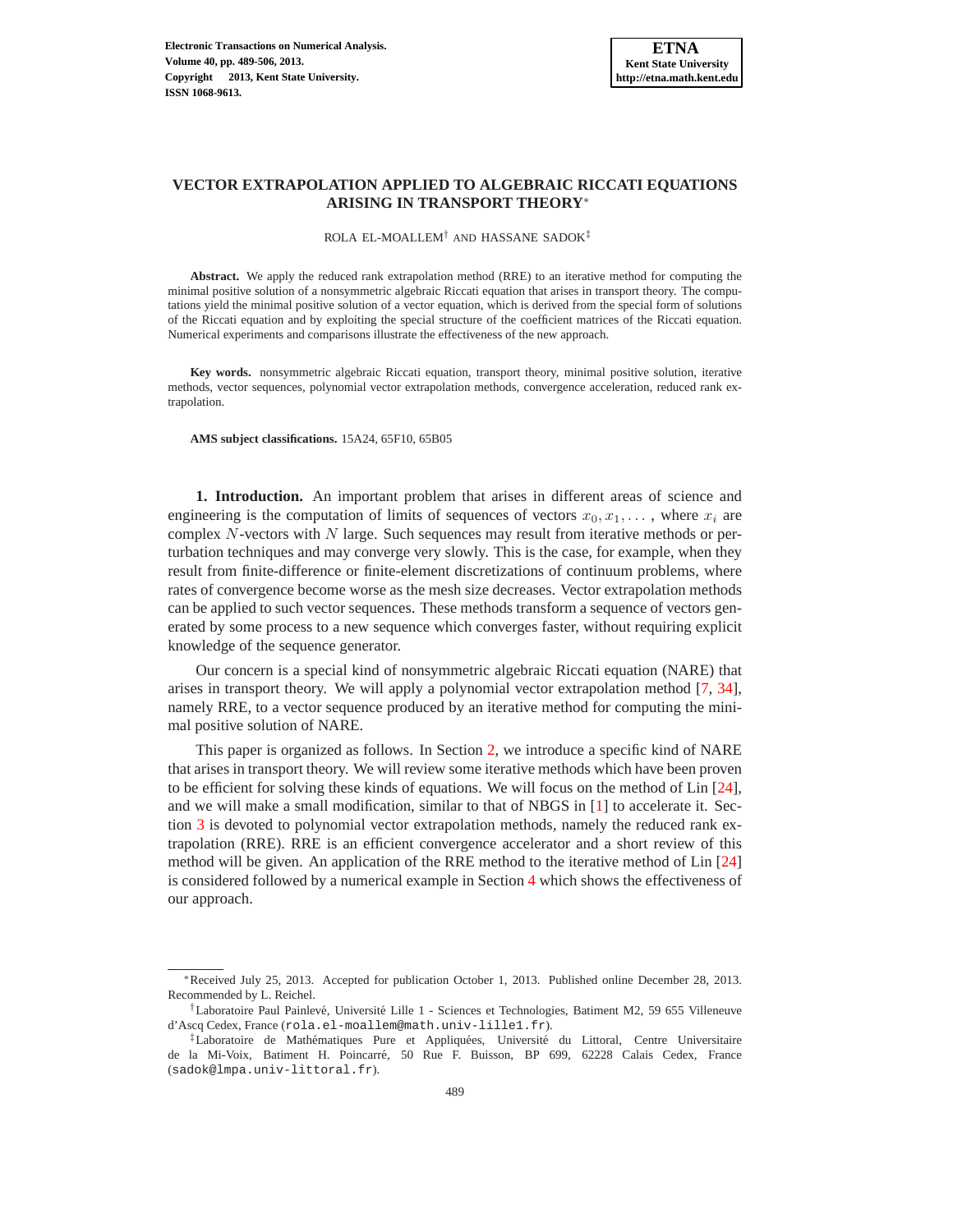# VECTOR EXTRAPOLATION APPLIED TO ALGEBRAIC RICCATI EQUATIONS ARISING IN TRANSPORT THEORY*

ROLA EL-MOALLEM† AND HASSANE SADOK‡

**Abstract.** We apply the reduced rank extrapolation method (RRE) to an iterative method for computing the minimal positive solution of a nonsymmetric algebraic Riccati equation that arises in transport theory. The computations yield the minimal positive solution of a vector equation, which is derived from the special form of solutions of the Riccati equation and by exploiting the special structure of the coefficient matrices of the Riccati equation. Numerical experiments and comparisons illustrate the effectiveness of the new approach.

**Key words.** nonsymmetric algebraic Riccati equation, transport theory, minimal positive solution, iterative methods, vector sequences, polynomial vector extrapolation methods, convergence acceleration, reduced rank extrapolation.

**AMS subject classifications.** 15A24, 65F10, 65B05

## 1. Introduction.

An important problem that arises in different areas of science and engineering is the computation of limits of sequences of vectors $x_0, x_1, \dots$, where $x_i$ are complex $N$-vectors with $N$ large. Such sequences may result from iterative methods or perturbation techniques and may converge very slowly. This is the case, for example, when they result from finite-difference or finite-element discretizations of continuum problems, where rates of convergence become worse as the mesh size decreases. Vector extrapolation methods can be applied to such vector sequences. These methods transform a sequence of vectors generated by some process to a new sequence which converges faster, without requiring explicit knowledge of the sequence generator.

Our concern is a special kind of nonsymmetric algebraic Riccati equation (NARE) that arises in transport theory. We will apply a polynomial vector extrapolation method [7, 34], namely RRE, to a vector sequence produced by an iterative method for computing the minimal positive solution of NARE.

This paper is organized as follows. In Section 2, we introduce a specific kind of NARE that arises in transport theory. We will review some iterative methods which have been proven to be efficient for solving these kinds of equations. We will focus on the method of Lin [24], and we will make a small modification, similar to that of NBGS in [1] to accelerate it. Section 3 is devoted to polynomial vector extrapolation methods, namely the reduced rank extrapolation (RRE). RRE is an efficient convergence accelerator and a short review of this method will be given. An application of the RRE method to the iterative method of Lin [24] is considered followed by a numerical example in Section 4 which shows the effectiveness of our approach.

---

*Received July 25, 2013. Accepted for publication October 1, 2013. Published online December 28, 2013. Recommended by L. Reichel.

†Laboratoire Paul Painlevé, Université Lille 1 - Sciences et Technologies, Batiment M2, 59 655 Villeneuve d'Ascq Cedex, France (rola.el-moallem@math.univ-lille1.fr).

‡Laboratoire de Mathématiques Pure et Appliquées, Université du Littoral, Centre Universitaire de la Mi-Voix, Batiment H. Poincarré, 50 Rue F. Buisson, BP 699, 62228 Calais Cedex, France (sadok@lmpa.univ-littoral.fr).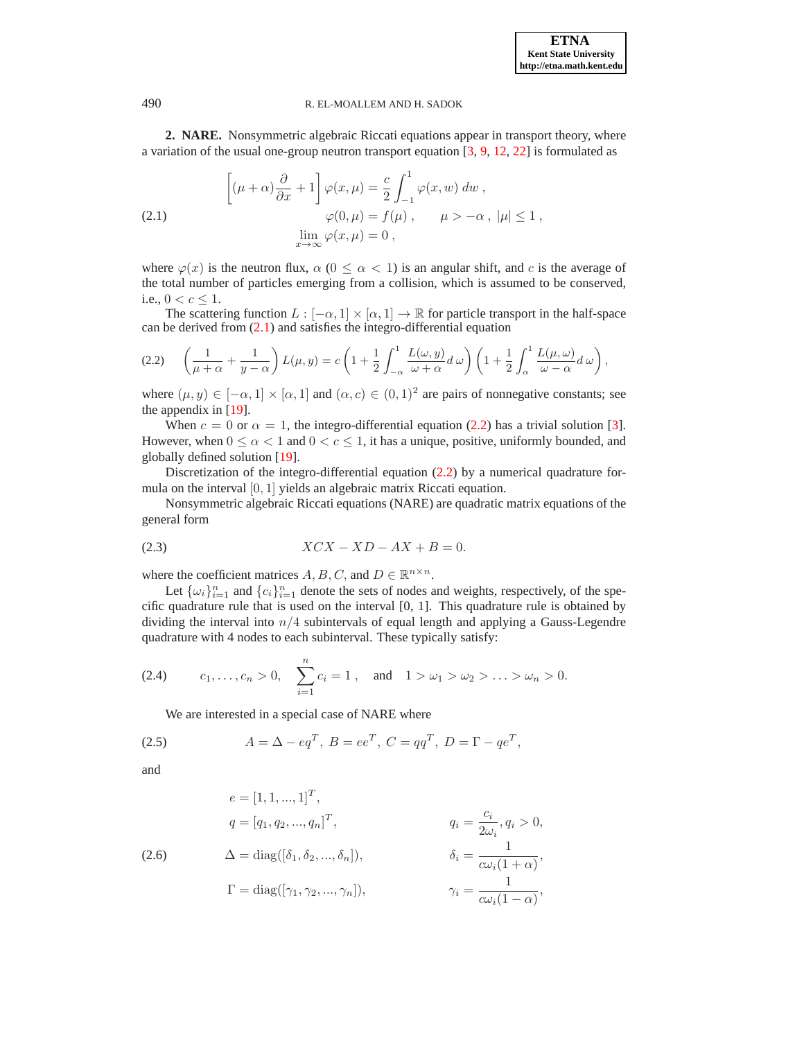**2. NARE.** Nonsymmetric algebraic Riccati equations appear in transport theory, where a variation of the usual one-group neutron transport equation [3, 9, 12, 22] is formulated as

$$
\begin{aligned}
\left[(\mu+\alpha)\frac{\partial}{\partial x}+1\right]\varphi(x,\mu) &= \frac{c}{2}\int_{-1}^{1}\varphi(x,w)\,dw\,,\\
\varphi(0,\mu) &= f(\mu)\,, \qquad \mu>-\alpha\,,\ |\mu|\leq 1\,,\\
\lim_{x\to\infty}\varphi(x,\mu) &= 0\,,
\end{aligned}
\tag{2.1}
$$

where $\varphi(x)$ is the neutron flux, $\alpha$ ($0\leq\alpha<1$) is an angular shift, and $c$ is the average of the total number of particles emerging from a collision, which is assumed to be conserved, i.e., $0<c\leq 1$.

The scattering function $L:[-\alpha,1]\times[\alpha,1]\to\mathbb{R}$ for particle transport in the half-space can be derived from (2.1) and satisfies the integro-differential equation

$$
\left(\frac{1}{\mu+\alpha}+\frac{1}{y-\alpha}\right)L(\mu,y)=c\left(1+\frac{1}{2}\int_{-\alpha}^{1}\frac{L(\omega,y)}{\omega+\alpha}d\,\omega\right)\left(1+\frac{1}{2}\int_{\alpha}^{1}\frac{L(\mu,\omega)}{\omega-\alpha}d\,\omega\right),
\tag{2.2}
$$

where $(\mu,y)\in[-\alpha,1]\times[\alpha,1]$ and $(\alpha,c)\in(0,1)^2$ are pairs of nonnegative constants; see the appendix in [19].

When $c=0$ or $\alpha=1$, the integro-differential equation (2.2) has a trivial solution [3]. However, when $0\leq\alpha<1$ and $0<c\leq 1$, it has a unique, positive, uniformly bounded, and globally defined solution [19].

Discretization of the integro-differential equation (2.2) by a numerical quadrature formula on the interval $[0,1]$ yields an algebraic matrix Riccati equation.

Nonsymmetric algebraic Riccati equations (NARE) are quadratic matrix equations of the general form

$$
XCX-XD-AX+B=0.
\tag{2.3}
$$

where the coefficient matrices $A, B, C,$ and $D\in\mathbb{R}^{n\times n}$.

Let $\{\omega_i\}_{i=1}^{n}$ and $\{c_i\}_{i=1}^{n}$ denote the sets of nodes and weights, respectively, of the specific quadrature rule that is used on the interval [0, 1]. This quadrature rule is obtained by dividing the interval into $n/4$ subintervals of equal length and applying a Gauss-Legendre quadrature with 4 nodes to each subinterval. These typically satisfy:

$$
c_1,\ldots,c_n>0,\quad \sum_{i=1}^{n}c_i=1\,,\quad \text{and}\quad 1>\omega_1>\omega_2>\ldots>\omega_n>0.
\tag{2.4}
$$

We are interested in a special case of NARE where

$$
A=\Delta-eq^T,\ B=ee^T,\ C=qq^T,\ D=\Gamma-qe^T,
\tag{2.5}
$$

and

$$
\begin{aligned}
e &= [1,1,...,1]^T, & &\\
q &= [q_1,q_2,...,q_n]^T, & q_i &= \frac{c_i}{2\omega_i}, q_i>0,\\
\Delta &= \mathrm{diag}([\delta_1,\delta_2,...,\delta_n]), & \delta_i &= \frac{1}{c\omega_i(1+\alpha)},\\
\Gamma &= \mathrm{diag}([\gamma_1,\gamma_2,...,\gamma_n]), & \gamma_i &= \frac{1}{c\omega_i(1-\alpha)},
\end{aligned}
\tag{2.6}
$$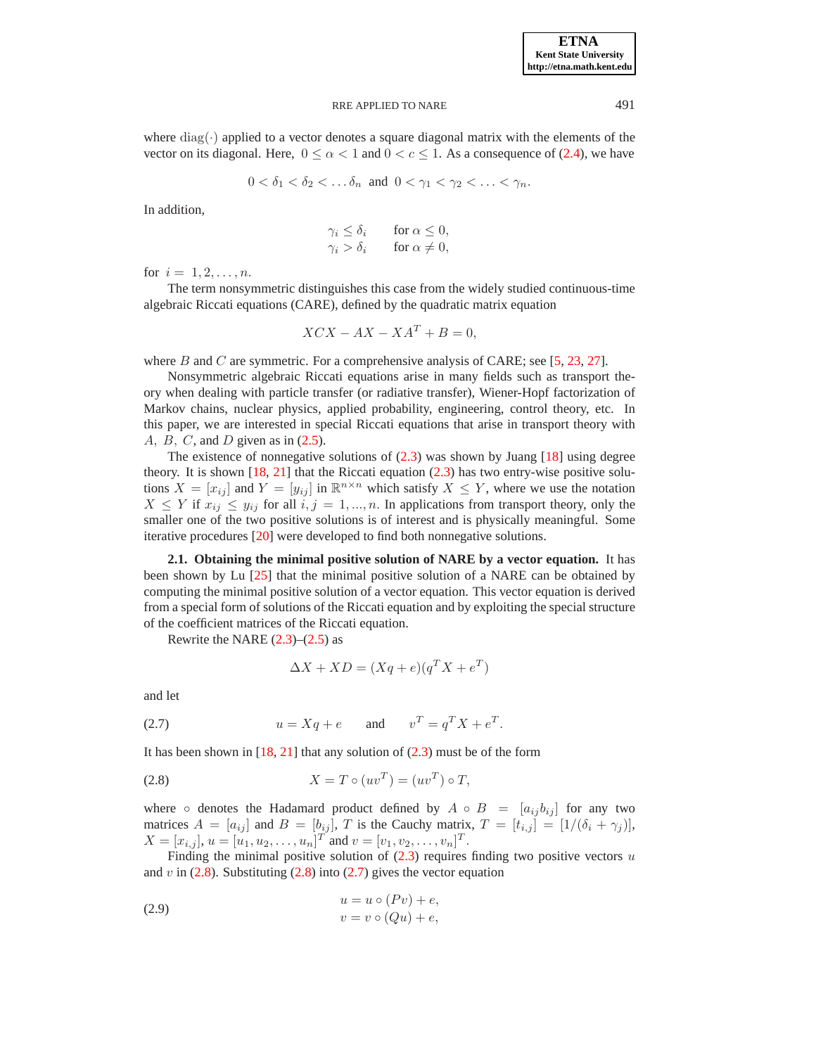where $\mathrm{diag}(\cdot)$ applied to a vector denotes a square diagonal matrix with the elements of the vector on its diagonal. Here, $0 \le \alpha < 1$ and $0 < c \le 1$. As a consequence of (2.4), we have

$$0 < \delta_1 < \delta_2 < \ldots \delta_n \;\text{ and }\; 0 < \gamma_1 < \gamma_2 < \ldots < \gamma_n.$$

In addition,

$$\begin{aligned} \gamma_i &\le \delta_i \qquad \text{for } \alpha \le 0, \\ \gamma_i &> \delta_i \qquad \text{for } \alpha \ne 0, \end{aligned}$$

for $i = 1, 2, \ldots, n$.

The term nonsymmetric distinguishes this case from the widely studied continuous-time algebraic Riccati equations (CARE), defined by the quadratic matrix equation

$$XCX - AX - XA^T + B = 0,$$

where $B$ and $C$ are symmetric. For a comprehensive analysis of CARE; see [5, 23, 27].

Nonsymmetric algebraic Riccati equations arise in many fields such as transport theory when dealing with particle transfer (or radiative transfer), Wiener-Hopf factorization of Markov chains, nuclear physics, applied probability, engineering, control theory, etc. In this paper, we are interested in special Riccati equations that arise in transport theory with $A, B, C$, and $D$ given as in (2.5).

The existence of nonnegative solutions of (2.3) was shown by Juang [18] using degree theory. It is shown [18, 21] that the Riccati equation (2.3) has two entry-wise positive solutions $X = [x_{ij}]$ and $Y = [y_{ij}]$ in $\mathbb{R}^{n\times n}$ which satisfy $X \le Y$, where we use the notation $X \le Y$ if $x_{ij} \le y_{ij}$ for all $i, j = 1, ..., n$. In applications from transport theory, only the smaller one of the two positive solutions is of interest and is physically meaningful. Some iterative procedures [20] were developed to find both nonnegative solutions.

**2.1. Obtaining the minimal positive solution of NARE by a vector equation.** It has been shown by Lu [25] that the minimal positive solution of a NARE can be obtained by computing the minimal positive solution of a vector equation. This vector equation is derived from a special form of solutions of the Riccati equation and by exploiting the special structure of the coefficient matrices of the Riccati equation.

Rewrite the NARE (2.3)–(2.5) as

$$\Delta X + XD = (Xq + e)(q^T X + e^T)$$

and let

$$u = Xq + e \qquad \text{and} \qquad v^T = q^T X + e^T. \tag{2.7}$$

It has been shown in [18, 21] that any solution of (2.3) must be of the form

$$X = T \circ (uv^T) = (uv^T) \circ T, \tag{2.8}$$

where $\circ$ denotes the Hadamard product defined by $A \circ B = [a_{ij} b_{ij}]$ for any two matrices $A = [a_{ij}]$ and $B = [b_{ij}]$, $T$ is the Cauchy matrix, $T = [t_{i,j}] = [1/(\delta_i + \gamma_j)]$, $X = [x_{i,j}]$, $u = [u_1, u_2, \ldots, u_n]^T$ and $v = [v_1, v_2, \ldots, v_n]^T$.

Finding the minimal positive solution of (2.3) requires finding two positive vectors $u$ and $v$ in (2.8). Substituting (2.8) into (2.7) gives the vector equation

$$\begin{aligned} u &= u \circ (Pv) + e, \\ v &= v \circ (Qu) + e, \end{aligned} \tag{2.9}$$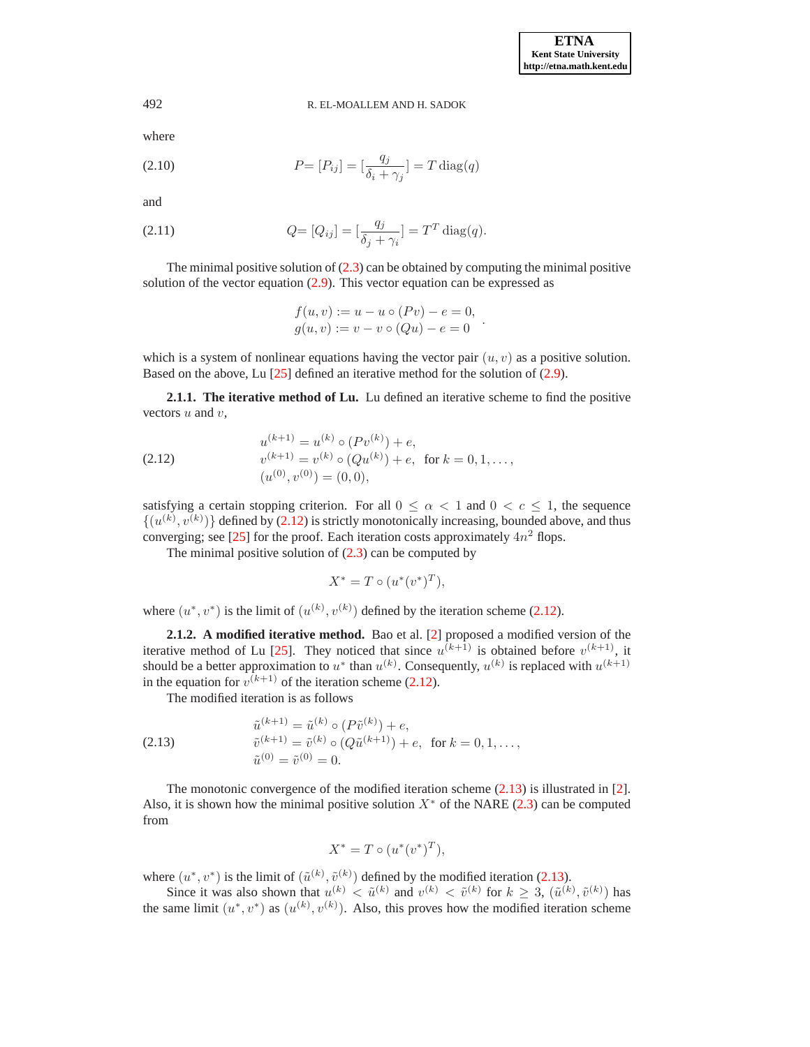where

$$P = [P_{ij}] = [\frac{q_j}{\delta_i + \gamma_j}] = T \operatorname{diag}(q) \tag{2.10}$$

and

$$Q = [Q_{ij}] = [\frac{q_j}{\delta_j + \gamma_i}] = T^T \operatorname{diag}(q). \tag{2.11}$$

The minimal positive solution of (2.3) can be obtained by computing the minimal positive solution of the vector equation (2.9). This vector equation can be expressed as

$$\begin{array}{l} f(u, v) := u - u \circ (Pv) - e = 0, \\ g(u, v) := v - v \circ (Qu) - e = 0 \end{array} .$$

which is a system of nonlinear equations having the vector pair $(u, v)$ as a positive solution. Based on the above, Lu [25] defined an iterative method for the solution of (2.9).

**2.1.1. The iterative method of Lu.** Lu defined an iterative scheme to find the positive vectors $u$ and $v$,

$$\begin{array}{l} u^{(k+1)} = u^{(k)} \circ (Pv^{(k)}) + e, \\ v^{(k+1)} = v^{(k)} \circ (Qu^{(k)}) + e, \quad \text{for } k = 0, 1, \ldots, \\ (u^{(0)}, v^{(0)}) = (0, 0), \end{array} \tag{2.12}$$

satisfying a certain stopping criterion. For all $0 \leq \alpha < 1$ and $0 < c \leq 1$, the sequence $\{(u^{(k)}, v^{(k)})\}$ defined by (2.12) is strictly monotonically increasing, bounded above, and thus converging; see [25] for the proof. Each iteration costs approximately $4n^2$ flops.

The minimal positive solution of (2.3) can be computed by

$$X^* = T \circ (u^* (v^*)^T),$$

where $(u^*, v^*)$ is the limit of $(u^{(k)}, v^{(k)})$ defined by the iteration scheme (2.12).

**2.1.2. A modified iterative method.** Bao et al. [2] proposed a modified version of the iterative method of Lu [25]. They noticed that since $u^{(k+1)}$ is obtained before $v^{(k+1)}$, it should be a better approximation to $u^*$ than $u^{(k)}$. Consequently, $u^{(k)}$ is replaced with $u^{(k+1)}$ in the equation for $v^{(k+1)}$ of the iteration scheme (2.12).

The modified iteration is as follows

$$\begin{array}{l} \tilde{u}^{(k+1)} = \tilde{u}^{(k)} \circ (P\tilde{v}^{(k)}) + e, \\ \tilde{v}^{(k+1)} = \tilde{v}^{(k)} \circ (Q\tilde{u}^{(k+1)}) + e, \quad \text{for } k = 0, 1, \ldots, \\ \tilde{u}^{(0)} = \tilde{v}^{(0)} = 0. \end{array} \tag{2.13}$$

The monotonic convergence of the modified iteration scheme (2.13) is illustrated in [2]. Also, it is shown how the minimal positive solution $X^*$ of the NARE (2.3) can be computed from

$$X^* = T \circ (u^* (v^*)^T),$$

where $(u^*, v^*)$ is the limit of $(\tilde{u}^{(k)}, \tilde{v}^{(k)})$ defined by the modified iteration (2.13).

Since it was also shown that $u^{(k)} < \tilde{u}^{(k)}$ and $v^{(k)} < \tilde{v}^{(k)}$ for $k \geq 3$, $(\tilde{u}^{(k)}, \tilde{v}^{(k)})$ has the same limit $(u^*, v^*)$ as $(u^{(k)}, v^{(k)})$. Also, this proves how the modified iteration scheme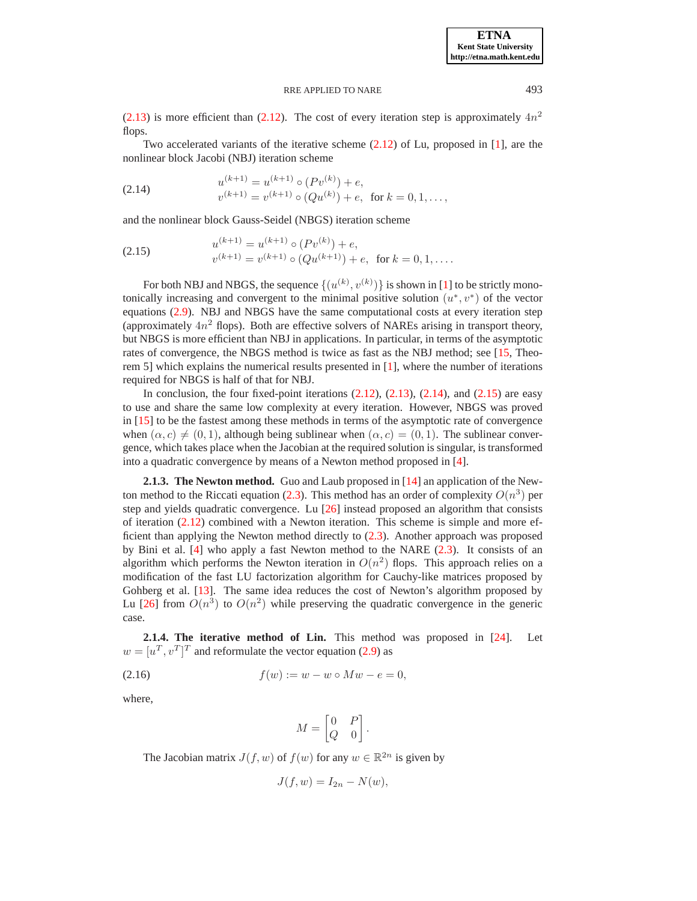(2.13) is more efficient than (2.12). The cost of every iteration step is approximately $4n^2$ flops.

Two accelerated variants of the iterative scheme (2.12) of Lu, proposed in [1], are the nonlinear block Jacobi (NBJ) iteration scheme

$$
\begin{aligned}
u^{(k+1)} &= u^{(k+1)} \circ (Pv^{(k)}) + e, \\
v^{(k+1)} &= v^{(k+1)} \circ (Qu^{(k)}) + e, \quad \text{for } k = 0, 1, \ldots,
\end{aligned}
\tag{2.14}
$$

and the nonlinear block Gauss-Seidel (NBGS) iteration scheme

$$
\begin{aligned}
u^{(k+1)} &= u^{(k+1)} \circ (Pv^{(k)}) + e, \\
v^{(k+1)} &= v^{(k+1)} \circ (Qu^{(k+1)}) + e, \quad \text{for } k = 0, 1, \ldots.
\end{aligned}
\tag{2.15}
$$

For both NBJ and NBGS, the sequence $\{(u^{(k)}, v^{(k)})\}$ is shown in [1] to be strictly monotonically increasing and convergent to the minimal positive solution $(u^*, v^*)$ of the vector equations (2.9). NBJ and NBGS have the same computational costs at every iteration step (approximately $4n^2$ flops). Both are effective solvers of NAREs arising in transport theory, but NBGS is more efficient than NBJ in applications. In particular, in terms of the asymptotic rates of convergence, the NBGS method is twice as fast as the NBJ method; see [15, Theorem 5] which explains the numerical results presented in [1], where the number of iterations required for NBGS is half of that for NBJ.

In conclusion, the four fixed-point iterations (2.12), (2.13), (2.14), and (2.15) are easy to use and share the same low complexity at every iteration. However, NBGS was proved in [15] to be the fastest among these methods in terms of the asymptotic rate of convergence when $(\alpha, c) \neq (0, 1)$, although being sublinear when $(\alpha, c) = (0, 1)$. The sublinear convergence, which takes place when the Jacobian at the required solution is singular, is transformed into a quadratic convergence by means of a Newton method proposed in [4].

**2.1.3. The Newton method.** Guo and Laub proposed in [14] an application of the Newton method to the Riccati equation (2.3). This method has an order of complexity $O(n^3)$ per step and yields quadratic convergence. Lu [26] instead proposed an algorithm that consists of iteration (2.12) combined with a Newton iteration. This scheme is simple and more efficient than applying the Newton method directly to (2.3). Another approach was proposed by Bini et al. [4] who apply a fast Newton method to the NARE (2.3). It consists of an algorithm which performs the Newton iteration in $O(n^2)$ flops. This approach relies on a modification of the fast LU factorization algorithm for Cauchy-like matrices proposed by Gohberg et al. [13]. The same idea reduces the cost of Newton's algorithm proposed by Lu [26] from $O(n^3)$ to $O(n^2)$ while preserving the quadratic convergence in the generic case.

**2.1.4. The iterative method of Lin.** This method was proposed in [24]. Let $w = [u^T, v^T]^T$ and reformulate the vector equation (2.9) as

$$
f(w) := w - w \circ Mw - e = 0, \tag{2.16}
$$

where,

$$
M = \begin{bmatrix} 0 & P \\ Q & 0 \end{bmatrix}.
$$

The Jacobian matrix $J(f, w)$ of $f(w)$ for any $w \in \mathbb{R}^{2n}$ is given by

$$
J(f, w) = I_{2n} - N(w),
$$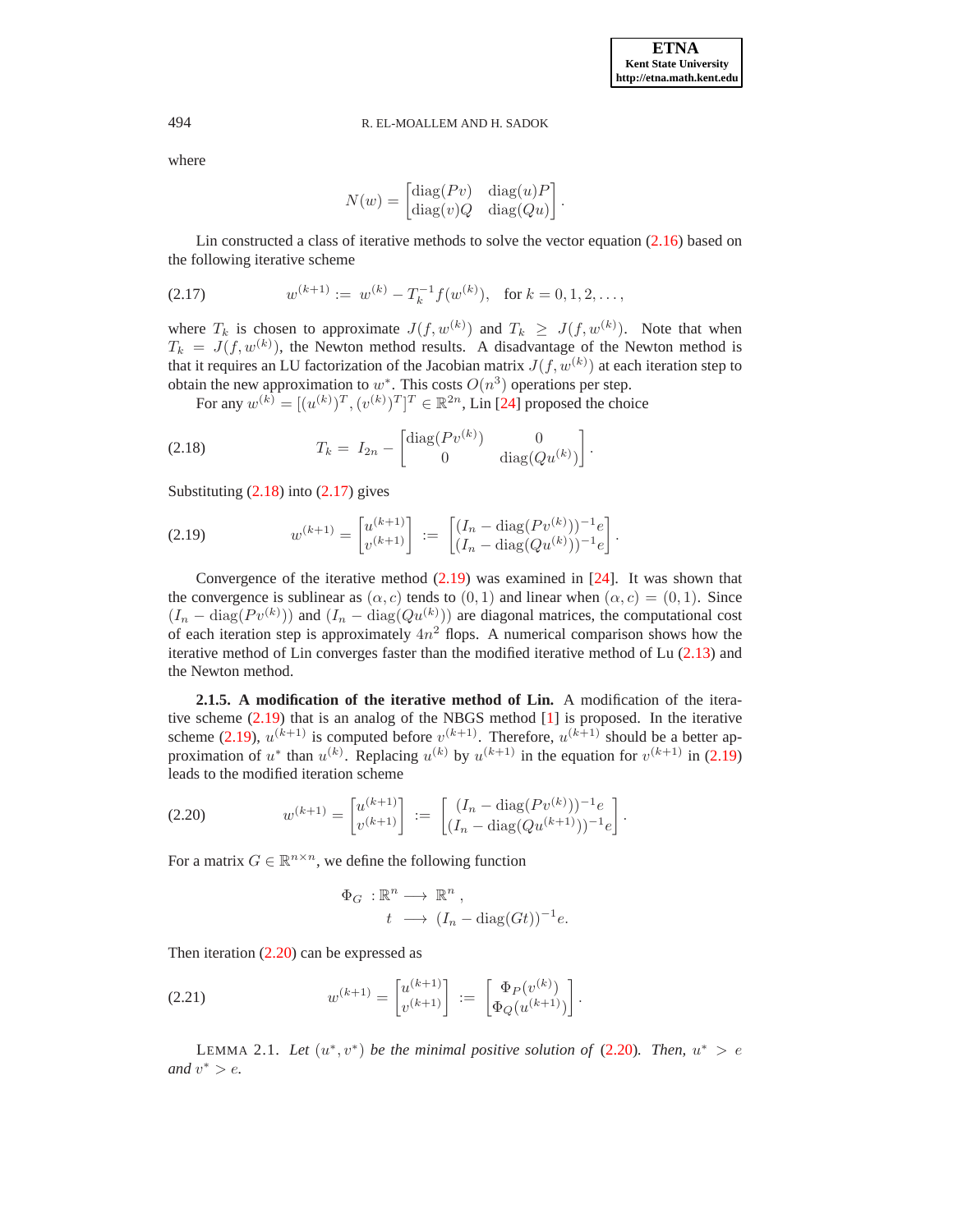where

$$N(w) = \begin{bmatrix} \mathrm{diag}(Pv) & \mathrm{diag}(u)P \\ \mathrm{diag}(v)Q & \mathrm{diag}(Qu) \end{bmatrix}.$$

Lin constructed a class of iterative methods to solve the vector equation (2.16) based on the following iterative scheme

$$w^{(k+1)} := w^{(k)} - T_k^{-1} f(w^{(k)}), \quad \text{for } k = 0, 1, 2, \ldots, \tag{2.17}$$

where $T_k$ is chosen to approximate $J(f, w^{(k)})$ and $T_k \geq J(f, w^{(k)})$. Note that when $T_k = J(f, w^{(k)})$, the Newton method results. A disadvantage of the Newton method is that it requires an LU factorization of the Jacobian matrix $J(f, w^{(k)})$ at each iteration step to obtain the new approximation to $w^*$. This costs $O(n^3)$ operations per step.

For any $w^{(k)} = [(u^{(k)})^T, (v^{(k)})^T]^T \in \mathbb{R}^{2n}$, Lin [24] proposed the choice

$$T_k = I_{2n} - \begin{bmatrix} \mathrm{diag}(Pv^{(k)}) & 0 \\ 0 & \mathrm{diag}(Qu^{(k)}) \end{bmatrix}. \tag{2.18}$$

Substituting (2.18) into (2.17) gives

$$w^{(k+1)} = \begin{bmatrix} u^{(k+1)} \\ v^{(k+1)} \end{bmatrix} := \begin{bmatrix} (I_n - \mathrm{diag}(Pv^{(k)}))^{-1} e \\ (I_n - \mathrm{diag}(Qu^{(k)}))^{-1} e \end{bmatrix}. \tag{2.19}$$

Convergence of the iterative method (2.19) was examined in [24]. It was shown that the convergence is sublinear as $(\alpha, c)$ tends to $(0, 1)$ and linear when $(\alpha, c) = (0, 1)$. Since $(I_n - \mathrm{diag}(Pv^{(k)}))$ and $(I_n - \mathrm{diag}(Qu^{(k)}))$ are diagonal matrices, the computational cost of each iteration step is approximately $4n^2$ flops. A numerical comparison shows how the iterative method of Lin converges faster than the modified iterative method of Lu (2.13) and the Newton method.

**2.1.5. A modification of the iterative method of Lin.** A modification of the iterative scheme (2.19) that is an analog of the NBGS method [1] is proposed. In the iterative scheme (2.19), $u^{(k+1)}$ is computed before $v^{(k+1)}$. Therefore, $u^{(k+1)}$ should be a better approximation of $u^*$ than $u^{(k)}$. Replacing $u^{(k)}$ by $u^{(k+1)}$ in the equation for $v^{(k+1)}$ in (2.19) leads to the modified iteration scheme

$$w^{(k+1)} = \begin{bmatrix} u^{(k+1)} \\ v^{(k+1)} \end{bmatrix} := \begin{bmatrix} (I_n - \mathrm{diag}(Pv^{(k)}))^{-1} e \\ (I_n - \mathrm{diag}(Qu^{(k+1)}))^{-1} e \end{bmatrix}. \tag{2.20}$$

For a matrix $G \in \mathbb{R}^{n \times n}$, we define the following function

$$\begin{aligned} \Phi_G \ : \mathbb{R}^n &\longrightarrow \mathbb{R}^n, \\ t &\longrightarrow (I_n - \mathrm{diag}(Gt))^{-1} e. \end{aligned}$$

Then iteration (2.20) can be expressed as

$$w^{(k+1)} = \begin{bmatrix} u^{(k+1)} \\ v^{(k+1)} \end{bmatrix} := \begin{bmatrix} \Phi_P(v^{(k)}) \\ \Phi_Q(u^{(k+1)}) \end{bmatrix}. \tag{2.21}$$

LEMMA 2.1. *Let $(u^*, v^*)$ be the minimal positive solution of (2.20). Then, $u^* > e$ and $v^* > e$.*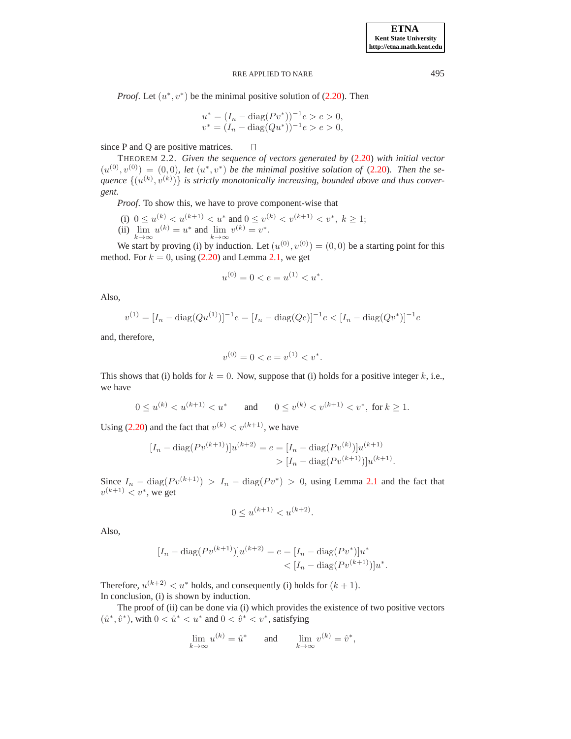*Proof*. Let $(u^*, v^*)$ be the minimal positive solution of (2.20). Then

$$
\begin{aligned}
u^* &= (I_n - \operatorname{diag}(Pv^*))^{-1}e > e > 0,\\
v^* &= (I_n - \operatorname{diag}(Qu^*))^{-1}e > e > 0,
\end{aligned}
$$

since P and Q are positive matrices. ◻

THEOREM 2.2. *Given the sequence of vectors generated by* (2.20) *with initial vector* $(u^{(0)}, v^{(0)}) = (0, 0)$*, let* $(u^*, v^*)$ *be the minimal positive solution of* (2.20)*. Then the sequence* $\{(u^{(k)}, v^{(k)})\}$ *is strictly monotonically increasing, bounded above and thus convergent.*

*Proof*. To show this, we have to prove component-wise that

(i) $0 \le u^{(k)} < u^{(k+1)} < u^*$ and $0 \le v^{(k)} < v^{(k+1)} < v^*,\ k \ge 1;$

(ii) $\lim\limits_{k\to\infty} u^{(k)} = u^*$ and $\lim\limits_{k\to\infty} v^{(k)} = v^*$.

We start by proving (i) by induction. Let $(u^{(0)}, v^{(0)}) = (0, 0)$ be a starting point for this method. For $k = 0$, using (2.20) and Lemma 2.1, we get

$$
u^{(0)} = 0 < e = u^{(1)} < u^*.
$$

Also,

$$
v^{(1)} = [I_n - \operatorname{diag}(Qu^{(1)})]^{-1}e = [I_n - \operatorname{diag}(Qe)]^{-1}e < [I_n - \operatorname{diag}(Qv^*)]^{-1}e
$$

and, therefore,

$$
v^{(0)} = 0 < e = v^{(1)} < v^*.
$$

This shows that (i) holds for $k = 0$. Now, suppose that (i) holds for a positive integer $k$, i.e., we have

$$
0 \le u^{(k)} < u^{(k+1)} < u^* \qquad \text{and} \qquad 0 \le v^{(k)} < v^{(k+1)} < v^*, \text{ for } k \ge 1.
$$

Using (2.20) and the fact that $v^{(k)} < v^{(k+1)}$, we have

$$
\begin{aligned}
[I_n - \operatorname{diag}(Pv^{(k+1)})]u^{(k+2)} = e &= [I_n - \operatorname{diag}(Pv^{(k)})]u^{(k+1)}\\
&> [I_n - \operatorname{diag}(Pv^{(k+1)})]u^{(k+1)}.
\end{aligned}
$$

Since $I_n - \operatorname{diag}(Pv^{(k+1)}) > I_n - \operatorname{diag}(Pv^*) > 0$, using Lemma 2.1 and the fact that $v^{(k+1)} < v^*$, we get

$$
0 \le u^{(k+1)} < u^{(k+2)}.
$$

Also,

$$
\begin{aligned}
[I_n - \operatorname{diag}(Pv^{(k+1)})]u^{(k+2)} = e &= [I_n - \operatorname{diag}(Pv^*)]u^*\\
&< [I_n - \operatorname{diag}(Pv^{(k+1)})]u^*.
\end{aligned}
$$

Therefore, $u^{(k+2)} < u^*$ holds, and consequently (i) holds for $(k + 1)$.
In conclusion, (i) is shown by induction.

The proof of (ii) can be done via (i) which provides the existence of two positive vectors $(\hat{u}^*, \hat{v}^*)$, with $0 < \hat{u}^* < u^*$ and $0 < \hat{v}^* < v^*$, satisfying

$$
\lim_{k\to\infty} u^{(k)} = \hat{u}^* \qquad \text{and} \qquad \lim_{k\to\infty} v^{(k)} = \hat{v}^*,
$$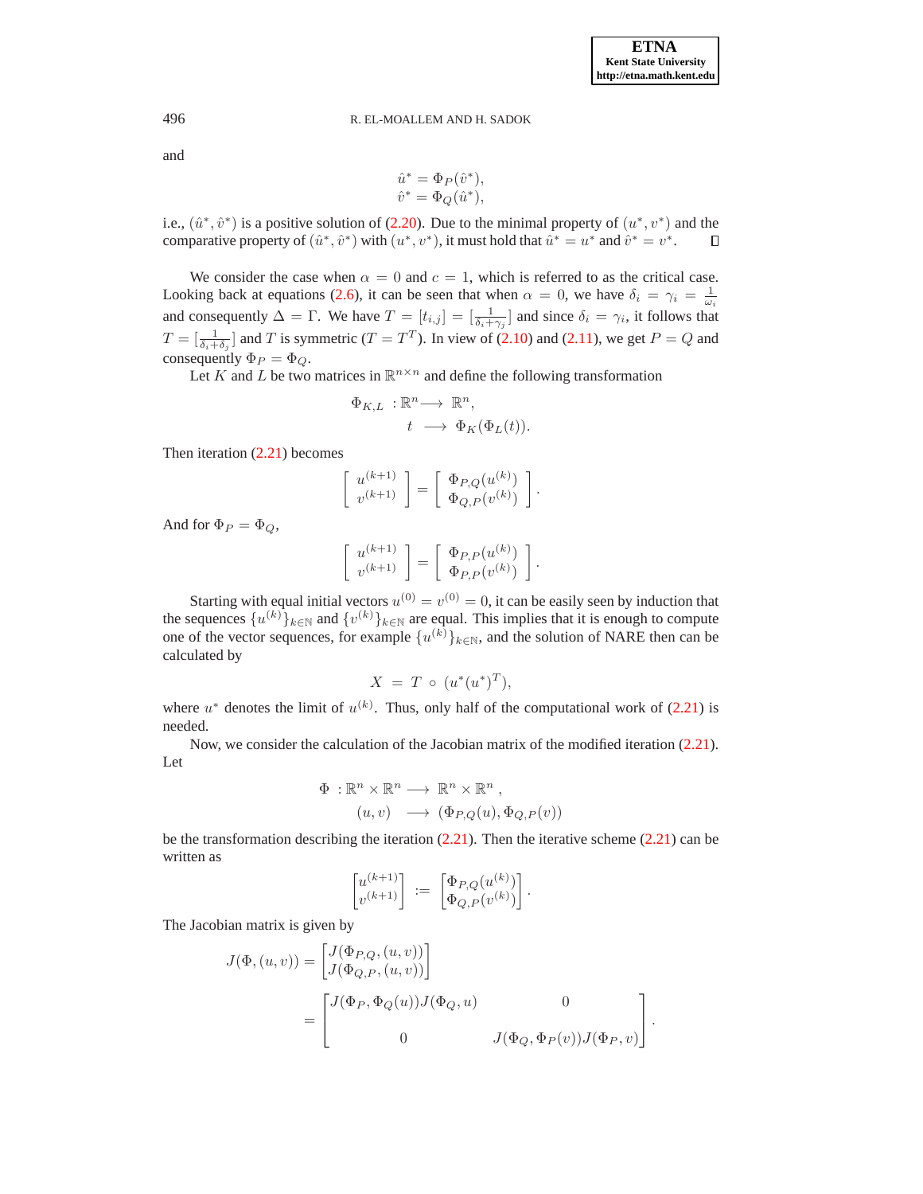and

$$\hat{u}^* = \Phi_P(\hat{v}^*),$$
$$\hat{v}^* = \Phi_Q(\hat{u}^*),$$

i.e., $(\hat{u}^*, \hat{v}^*)$ is a positive solution of (2.20). Due to the minimal property of $(u^*, v^*)$ and the comparative property of $(\hat{u}^*, \hat{v}^*)$ with $(u^*, v^*)$, it must hold that $\hat{u}^* = u^*$ and $\hat{v}^* = v^*$. $\square$

We consider the case when $\alpha = 0$ and $c = 1$, which is referred to as the critical case. Looking back at equations (2.6), it can be seen that when $\alpha = 0$, we have $\delta_i = \gamma_i = \frac{1}{\omega_i}$ and consequently $\Delta = \Gamma$. We have $T = [t_{i,j}] = [\frac{1}{\delta_i + \gamma_j}]$ and since $\delta_i = \gamma_i$, it follows that $T = [\frac{1}{\delta_i + \delta_j}]$ and $T$ is symmetric ($T = T^T$). In view of (2.10) and (2.11), we get $P = Q$ and consequently $\Phi_P = \Phi_Q$.

Let $K$ and $L$ be two matrices in $\mathbb{R}^{n\times n}$ and define the following transformation

$$\begin{aligned} \Phi_{K,L} \;:\mathbb{R}^n &\longrightarrow \;\mathbb{R}^n, \\ t \;&\longrightarrow \;\Phi_K(\Phi_L(t)). \end{aligned}$$

Then iteration (2.21) becomes

$$\begin{bmatrix} u^{(k+1)} \\ v^{(k+1)} \end{bmatrix} = \begin{bmatrix} \Phi_{P,Q}(u^{(k)}) \\ \Phi_{Q,P}(v^{(k)}) \end{bmatrix}.$$

And for $\Phi_P = \Phi_Q$,

$$\begin{bmatrix} u^{(k+1)} \\ v^{(k+1)} \end{bmatrix} = \begin{bmatrix} \Phi_{P,P}(u^{(k)}) \\ \Phi_{P,P}(v^{(k)}) \end{bmatrix}.$$

Starting with equal initial vectors $u^{(0)} = v^{(0)} = 0$, it can be easily seen by induction that the sequences $\{u^{(k)}\}_{k\in\mathbb{N}}$ and $\{v^{(k)}\}_{k\in\mathbb{N}}$ are equal. This implies that it is enough to compute one of the vector sequences, for example $\{u^{(k)}\}_{k\in\mathbb{N}}$, and the solution of NARE then can be calculated by

$$X \;=\; T \,\circ\, (u^*(u^*)^T),$$

where $u^*$ denotes the limit of $u^{(k)}$. Thus, only half of the computational work of (2.21) is needed.

Now, we consider the calculation of the Jacobian matrix of the modified iteration (2.21). Let

$$\begin{aligned} \Phi \;:\mathbb{R}^n \times \mathbb{R}^n &\longrightarrow \;\mathbb{R}^n \times \mathbb{R}^n\,, \\ (u,v) \;&\longrightarrow \;(\Phi_{P,Q}(u), \Phi_{Q,P}(v)) \end{aligned}$$

be the transformation describing the iteration (2.21). Then the iterative scheme (2.21) can be written as

$$\begin{bmatrix} u^{(k+1)} \\ v^{(k+1)} \end{bmatrix} := \begin{bmatrix} \Phi_{P,Q}(u^{(k)}) \\ \Phi_{Q,P}(v^{(k)}) \end{bmatrix}.$$

The Jacobian matrix is given by

$$\begin{aligned} J(\Phi, (u,v)) &= \begin{bmatrix} J(\Phi_{P,Q}, (u,v)) \\ J(\Phi_{Q,P}, (u,v)) \end{bmatrix} \\ &= \begin{bmatrix} J(\Phi_P, \Phi_Q(u))J(\Phi_Q, u) & 0 \\ 0 & J(\Phi_Q, \Phi_P(v))J(\Phi_P, v) \end{bmatrix}. \end{aligned}$$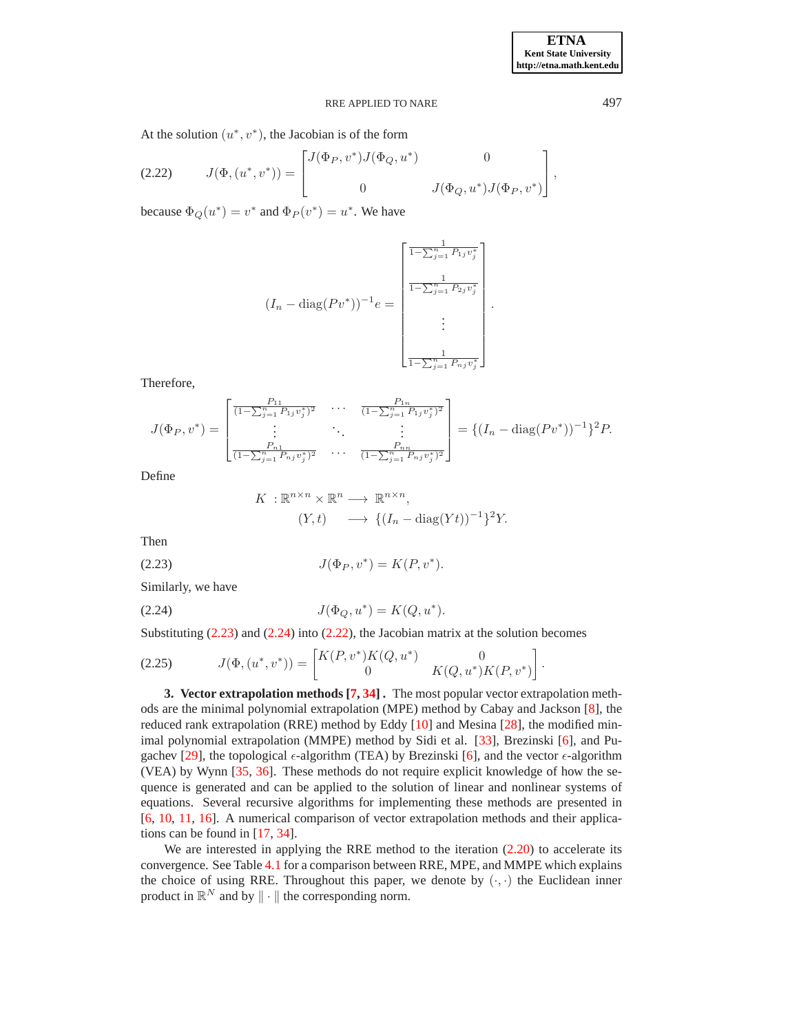At the solution $(u^*, v^*)$, the Jacobian is of the form

$$J(\Phi, (u^*, v^*)) = \begin{bmatrix} J(\Phi_P, v^*)J(\Phi_Q, u^*) & 0 \\ 0 & J(\Phi_Q, u^*)J(\Phi_P, v^*) \end{bmatrix}, \tag{2.22}$$

because $\Phi_Q(u^*) = v^*$ and $\Phi_P(v^*) = u^*$. We have

$$(I_n - \operatorname{diag}(Pv^*))^{-1}e = \begin{bmatrix} \frac{1}{1-\sum_{j=1}^n P_{1j}v_j^*} \\ \frac{1}{1-\sum_{j=1}^n P_{2j}v_j^*} \\ \vdots \\ \frac{1}{1-\sum_{j=1}^n P_{nj}v_j^*} \end{bmatrix}.$$

Therefore,

$$J(\Phi_P, v^*) = \begin{bmatrix} \frac{P_{11}}{(1-\sum_{j=1}^n P_{1j}v_j^*)^2} & \cdots & \frac{P_{1n}}{(1-\sum_{j=1}^n P_{1j}v_j^*)^2} \\ \vdots & \ddots & \vdots \\ \frac{P_{n1}}{(1-\sum_{j=1}^n P_{nj}v_j^*)^2} & \cdots & \frac{P_{nn}}{(1-\sum_{j=1}^n P_{nj}v_j^*)^2} \end{bmatrix} = \{(I_n - \operatorname{diag}(Pv^*))^{-1}\}^2 P.$$

Define

$$\begin{aligned} K \ : \mathbb{R}^{n\times n} \times \mathbb{R}^n &\longrightarrow \mathbb{R}^{n\times n}, \\ (Y, t) &\longrightarrow \{(I_n - \operatorname{diag}(Yt))^{-1}\}^2 Y. \end{aligned}$$

Then

$$J(\Phi_P, v^*) = K(P, v^*). \tag{2.23}$$

Similarly, we have

$$J(\Phi_Q, u^*) = K(Q, u^*). \tag{2.24}$$

Substituting (2.23) and (2.24) into (2.22), the Jacobian matrix at the solution becomes

$$J(\Phi, (u^*, v^*)) = \begin{bmatrix} K(P, v^*)K(Q, u^*) & 0 \\ 0 & K(Q, u^*)K(P, v^*) \end{bmatrix}. \tag{2.25}$$

## 3. Vector extrapolation methods [7, 34].

The most popular vector extrapolation methods are the minimal polynomial extrapolation (MPE) method by Cabay and Jackson [8], the reduced rank extrapolation (RRE) method by Eddy [10] and Mesina [28], the modified minimal polynomial extrapolation (MMPE) method by Sidi et al. [33], Brezinski [6], and Pugachev [29], the topological $\epsilon$-algorithm (TEA) by Brezinski [6], and the vector $\epsilon$-algorithm (VEA) by Wynn [35, 36]. These methods do not require explicit knowledge of how the sequence is generated and can be applied to the solution of linear and nonlinear systems of equations. Several recursive algorithms for implementing these methods are presented in [6, 10, 11, 16]. A numerical comparison of vector extrapolation methods and their applications can be found in [17, 34].

We are interested in applying the RRE method to the iteration (2.20) to accelerate its convergence. See Table 4.1 for a comparison between RRE, MPE, and MMPE which explains the choice of using RRE. Throughout this paper, we denote by $(\cdot, \cdot)$ the Euclidean inner product in $\mathbb{R}^N$ and by $\|\cdot\|$ the corresponding norm.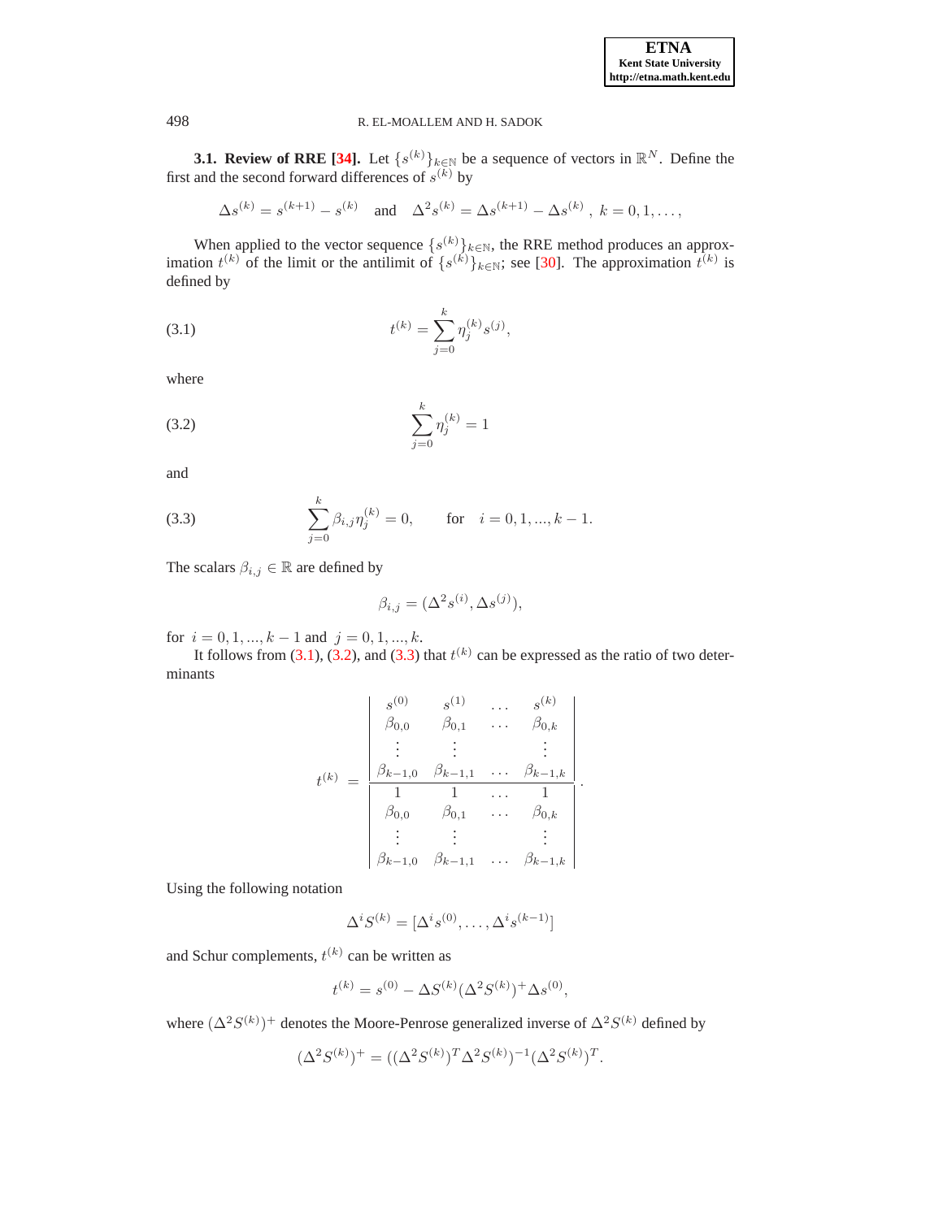**3.1. Review of RRE [34].** Let $\{s^{(k)}\}_{k\in\mathbb{N}}$ be a sequence of vectors in $\mathbb{R}^N$. Define the first and the second forward differences of $s^{(k)}$ by

$$\Delta s^{(k)} = s^{(k+1)} - s^{(k)} \quad \text{and} \quad \Delta^2 s^{(k)} = \Delta s^{(k+1)} - \Delta s^{(k)}\ ,\ k = 0, 1, \ldots,$$

When applied to the vector sequence $\{s^{(k)}\}_{k\in\mathbb{N}}$, the RRE method produces an approximation $t^{(k)}$ of the limit or the antilimit of $\{s^{(k)}\}_{k\in\mathbb{N}}$; see [30]. The approximation $t^{(k)}$ is defined by

$$t^{(k)} = \sum_{j=0}^{k} \eta_j^{(k)} s^{(j)}, \tag{3.1}$$

where

$$\sum_{j=0}^{k} \eta_j^{(k)} = 1 \tag{3.2}$$

and

$$\sum_{j=0}^{k} \beta_{i,j} \eta_j^{(k)} = 0, \qquad \text{for} \quad i = 0, 1, ..., k-1. \tag{3.3}$$

The scalars $\beta_{i,j} \in \mathbb{R}$ are defined by

$$\beta_{i,j} = (\Delta^2 s^{(i)}, \Delta s^{(j)}),$$

for $i = 0, 1, ..., k-1$ and $j = 0, 1, ..., k$.

It follows from (3.1), (3.2), and (3.3) that $t^{(k)}$ can be expressed as the ratio of two determinants

$$t^{(k)} = \frac{\begin{vmatrix} s^{(0)} & s^{(1)} & \ldots & s^{(k)} \\ \beta_{0,0} & \beta_{0,1} & \ldots & \beta_{0,k} \\ \vdots & \vdots & & \vdots \\ \beta_{k-1,0} & \beta_{k-1,1} & \ldots & \beta_{k-1,k} \end{vmatrix}}{\begin{vmatrix} 1 & 1 & \ldots & 1 \\ \beta_{0,0} & \beta_{0,1} & \ldots & \beta_{0,k} \\ \vdots & \vdots & & \vdots \\ \beta_{k-1,0} & \beta_{k-1,1} & \ldots & \beta_{k-1,k} \end{vmatrix}}.$$

Using the following notation

$$\Delta^i S^{(k)} = [\Delta^i s^{(0)}, \ldots, \Delta^i s^{(k-1)}]$$

and Schur complements, $t^{(k)}$ can be written as

$$t^{(k)} = s^{(0)} - \Delta S^{(k)} (\Delta^2 S^{(k)})^+ \Delta s^{(0)},$$

where $(\Delta^2 S^{(k)})^+$ denotes the Moore-Penrose generalized inverse of $\Delta^2 S^{(k)}$ defined by

$$(\Delta^2 S^{(k)})^+ = ((\Delta^2 S^{(k)})^T \Delta^2 S^{(k)})^{-1} (\Delta^2 S^{(k)})^T.$$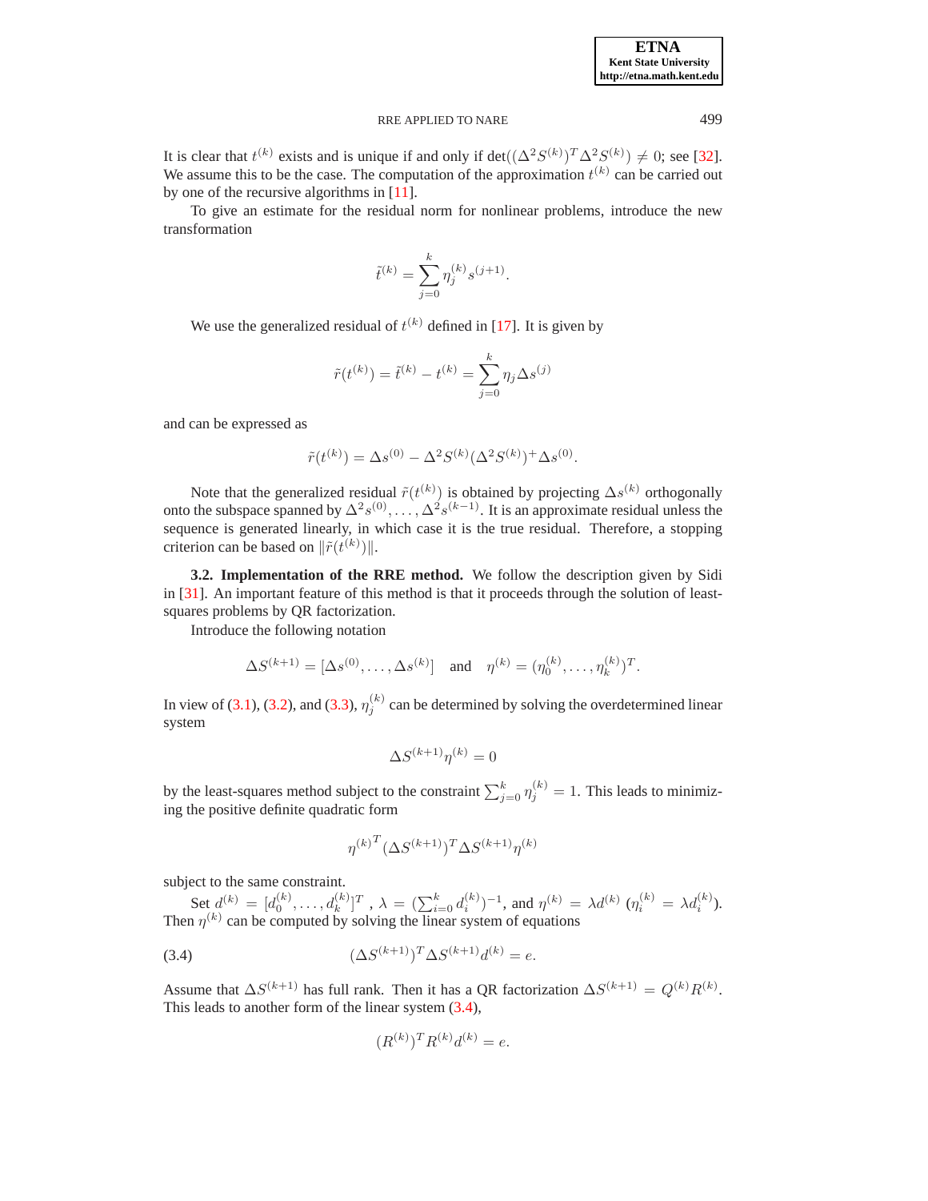It is clear that $t^{(k)}$ exists and is unique if and only if $\det((\Delta^2 S^{(k)})^T \Delta^2 S^{(k)}) \neq 0$; see [32]. We assume this to be the case. The computation of the approximation $t^{(k)}$ can be carried out by one of the recursive algorithms in [11].

To give an estimate for the residual norm for nonlinear problems, introduce the new transformation

$$\tilde{t}^{(k)} = \sum_{j=0}^{k} \eta_j^{(k)} s^{(j+1)}.$$

We use the generalized residual of $t^{(k)}$ defined in [17]. It is given by

$$\tilde{r}(t^{(k)}) = \tilde{t}^{(k)} - t^{(k)} = \sum_{j=0}^{k} \eta_j \Delta s^{(j)}$$

and can be expressed as

$$\tilde{r}(t^{(k)}) = \Delta s^{(0)} - \Delta^2 S^{(k)} (\Delta^2 S^{(k)})^{+} \Delta s^{(0)}.$$

Note that the generalized residual $\tilde{r}(t^{(k)})$ is obtained by projecting $\Delta s^{(k)}$ orthogonally onto the subspace spanned by $\Delta^2 s^{(0)}, \ldots, \Delta^2 s^{(k-1)}$. It is an approximate residual unless the sequence is generated linearly, in which case it is the true residual. Therefore, a stopping criterion can be based on $\|\tilde{r}(t^{(k)})\|$.

**3.2. Implementation of the RRE method.** We follow the description given by Sidi in [31]. An important feature of this method is that it proceeds through the solution of least-squares problems by QR factorization.

Introduce the following notation

$$\Delta S^{(k+1)} = [\Delta s^{(0)}, \ldots, \Delta s^{(k)}] \quad \text{and} \quad \eta^{(k)} = (\eta_0^{(k)}, \ldots, \eta_k^{(k)})^T.$$

In view of (3.1), (3.2), and (3.3), $\eta_j^{(k)}$ can be determined by solving the overdetermined linear system

$$\Delta S^{(k+1)} \eta^{(k)} = 0$$

by the least-squares method subject to the constraint $\sum_{j=0}^{k} \eta_j^{(k)} = 1$. This leads to minimizing the positive definite quadratic form

$$\eta^{(k)^T} (\Delta S^{(k+1)})^T \Delta S^{(k+1)} \eta^{(k)}$$

subject to the same constraint.

Set $d^{(k)} = [d_0^{(k)}, \ldots, d_k^{(k)}]^T$, $\lambda = (\sum_{i=0}^{k} d_i^{(k)})^{-1}$, and $\eta^{(k)} = \lambda d^{(k)}$ ($\eta_i^{(k)} = \lambda d_i^{(k)}$). Then $\eta^{(k)}$ can be computed by solving the linear system of equations

$$(\Delta S^{(k+1)})^T \Delta S^{(k+1)} d^{(k)} = e. \tag{3.4}$$

Assume that $\Delta S^{(k+1)}$ has full rank. Then it has a QR factorization $\Delta S^{(k+1)} = Q^{(k)} R^{(k)}$. This leads to another form of the linear system (3.4),

$$(R^{(k)})^T R^{(k)} d^{(k)} = e.$$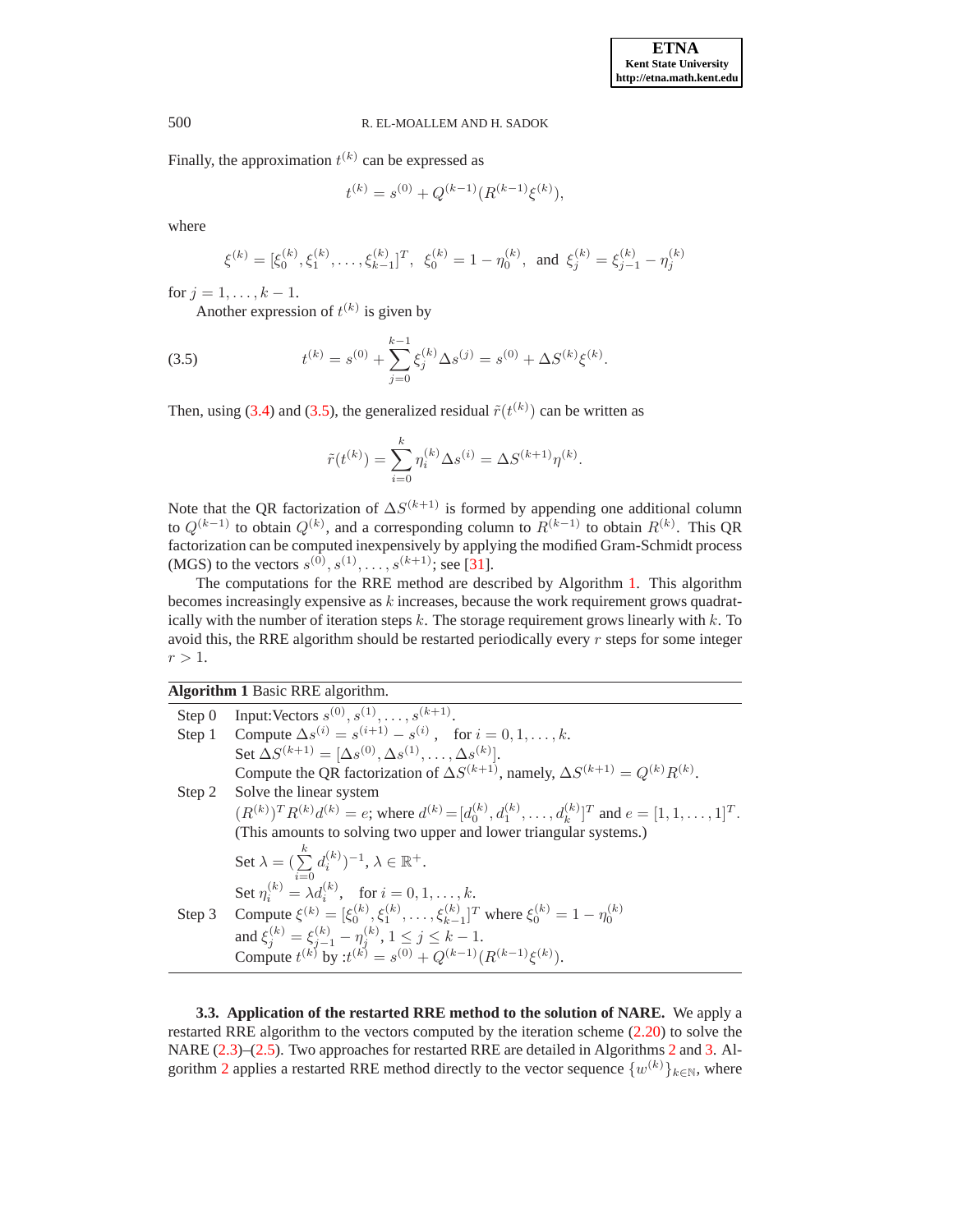Finally, the approximation $t^{(k)}$ can be expressed as

$$t^{(k)} = s^{(0)} + Q^{(k-1)}(R^{(k-1)}\xi^{(k)}),$$

where

$$\xi^{(k)} = [\xi_0^{(k)}, \xi_1^{(k)}, \ldots, \xi_{k-1}^{(k)}]^T, \;\; \xi_0^{(k)} = 1 - \eta_0^{(k)}, \;\; \text{and} \;\; \xi_j^{(k)} = \xi_{j-1}^{(k)} - \eta_j^{(k)}$$

for $j = 1, \ldots, k-1$.

Another expression of $t^{(k)}$ is given by

$$t^{(k)} = s^{(0)} + \sum_{j=0}^{k-1} \xi_j^{(k)} \Delta s^{(j)} = s^{(0)} + \Delta S^{(k)} \xi^{(k)}. \tag{3.5}$$

Then, using (3.4) and (3.5), the generalized residual $\tilde{r}(t^{(k)})$ can be written as

$$\tilde{r}(t^{(k)}) = \sum_{i=0}^{k} \eta_i^{(k)} \Delta s^{(i)} = \Delta S^{(k+1)} \eta^{(k)}.$$

Note that the QR factorization of $\Delta S^{(k+1)}$ is formed by appending one additional column to $Q^{(k-1)}$ to obtain $Q^{(k)}$, and a corresponding column to $R^{(k-1)}$ to obtain $R^{(k)}$. This QR factorization can be computed inexpensively by applying the modified Gram-Schmidt process (MGS) to the vectors $s^{(0)}, s^{(1)}, \ldots, s^{(k+1)}$; see [31].

The computations for the RRE method are described by Algorithm 1. This algorithm becomes increasingly expensive as $k$ increases, because the work requirement grows quadratically with the number of iteration steps $k$. The storage requirement grows linearly with $k$. To avoid this, the RRE algorithm should be restarted periodically every $r$ steps for some integer $r > 1$.

**Algorithm 1** Basic RRE algorithm.

| | |
|---|---|
| Step 0 | Input:Vectors $s^{(0)}, s^{(1)}, \ldots, s^{(k+1)}$. |
| Step 1 | Compute $\Delta s^{(i)} = s^{(i+1)} - s^{(i)}$, for $i = 0, 1, \ldots, k$. |
| | Set $\Delta S^{(k+1)} = [\Delta s^{(0)}, \Delta s^{(1)}, \ldots, \Delta s^{(k)}]$. |
| | Compute the QR factorization of $\Delta S^{(k+1)}$, namely, $\Delta S^{(k+1)} = Q^{(k)} R^{(k)}$. |
| Step 2 | Solve the linear system |
| | $(R^{(k)})^T R^{(k)} d^{(k)} = e$; where $d^{(k)} = [d_0^{(k)}, d_1^{(k)}, \ldots, d_k^{(k)}]^T$ and $e = [1, 1, \ldots, 1]^T$. |
| | (This amounts to solving two upper and lower triangular systems.) |
| | Set $\lambda = (\sum_{i=0}^{k} d_i^{(k)})^{-1}$, $\lambda \in \mathbb{R}^+$. |
| | Set $\eta_i^{(k)} = \lambda d_i^{(k)}$, for $i = 0, 1, \ldots, k$. |
| Step 3 | Compute $\xi^{(k)} = [\xi_0^{(k)}, \xi_1^{(k)}, \ldots, \xi_{k-1}^{(k)}]^T$ where $\xi_0^{(k)} = 1 - \eta_0^{(k)}$ |
| | and $\xi_j^{(k)} = \xi_{j-1}^{(k)} - \eta_j^{(k)}$, $1 \leq j \leq k-1$. |
| | Compute $t^{(k)}$ by :$t^{(k)} = s^{(0)} + Q^{(k-1)}(R^{(k-1)}\xi^{(k)})$. |

**3.3. Application of the restarted RRE method to the solution of NARE.** We apply a restarted RRE algorithm to the vectors computed by the iteration scheme (2.20) to solve the NARE (2.3)–(2.5). Two approaches for restarted RRE are detailed in Algorithms 2 and 3. Algorithm 2 applies a restarted RRE method directly to the vector sequence $\{w^{(k)}\}_{k \in \mathbb{N}}$, where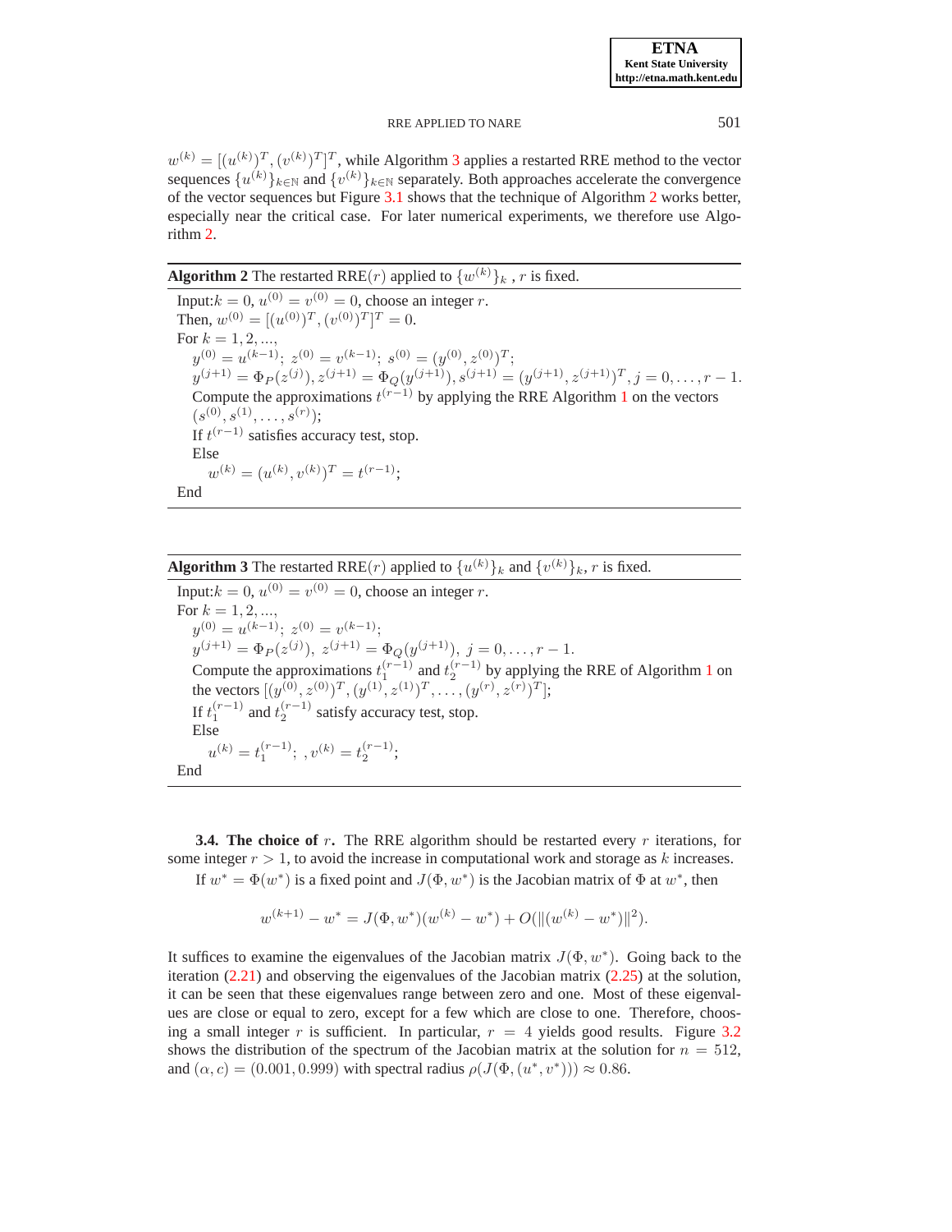$w^{(k)} = [(u^{(k)})^T, (v^{(k)})^T]^T$, while Algorithm 3 applies a restarted RRE method to the vector sequences $\{u^{(k)}\}_{k\in\mathbb{N}}$ and $\{v^{(k)}\}_{k\in\mathbb{N}}$ separately. Both approaches accelerate the convergence of the vector sequences but Figure 3.1 shows that the technique of Algorithm 2 works better, especially near the critical case. For later numerical experiments, we therefore use Algorithm 2.

---

**Algorithm 2** The restarted RRE($r$) applied to $\{w^{(k)}\}_k$ , $r$ is fixed.

Input: $k = 0$, $u^{(0)} = v^{(0)} = 0$, choose an integer $r$.
Then, $w^{(0)} = [(u^{(0)})^T, (v^{(0)})^T]^T = 0$.
For $k = 1, 2, ...,$
  $y^{(0)} = u^{(k-1)}$; $z^{(0)} = v^{(k-1)}$; $s^{(0)} = (y^{(0)}, z^{(0)})^T$;
  $y^{(j+1)} = \Phi_P(z^{(j)}), z^{(j+1)} = \Phi_Q(y^{(j+1)}), s^{(j+1)} = (y^{(j+1)}, z^{(j+1)})^T, j = 0, \ldots, r-1.$
  Compute the approximations $t^{(r-1)}$ by applying the RRE Algorithm 1 on the vectors $(s^{(0)}, s^{(1)}, \ldots, s^{(r)})$;
  If $t^{(r-1)}$ satisfies accuracy test, stop.
  Else
    $w^{(k)} = (u^{(k)}, v^{(k)})^T = t^{(r-1)}$;
End

---

**Algorithm 3** The restarted RRE($r$) applied to $\{u^{(k)}\}_k$ and $\{v^{(k)}\}_k$, $r$ is fixed.

Input: $k = 0$, $u^{(0)} = v^{(0)} = 0$, choose an integer $r$.
For $k = 1, 2, ...,$
  $y^{(0)} = u^{(k-1)}$; $z^{(0)} = v^{(k-1)}$;
  $y^{(j+1)} = \Phi_P(z^{(j)}),\ z^{(j+1)} = \Phi_Q(y^{(j+1)}),\ j = 0, \ldots, r-1.$
  Compute the approximations $t_1^{(r-1)}$ and $t_2^{(r-1)}$ by applying the RRE of Algorithm 1 on the vectors $[(y^{(0)}, z^{(0)})^T, (y^{(1)}, z^{(1)})^T, \ldots, (y^{(r)}, z^{(r)})^T]$;
  If $t_1^{(r-1)}$ and $t_2^{(r-1)}$ satisfy accuracy test, stop.
  Else
    $u^{(k)} = t_1^{(r-1)};\ , v^{(k)} = t_2^{(r-1)}$;
End

---

**3.4. The choice of $r$.** The RRE algorithm should be restarted every $r$ iterations, for some integer $r > 1$, to avoid the increase in computational work and storage as $k$ increases.

If $w^* = \Phi(w^*)$ is a fixed point and $J(\Phi, w^*)$ is the Jacobian matrix of $\Phi$ at $w^*$, then

$$w^{(k+1)} - w^* = J(\Phi, w^*)(w^{(k)} - w^*) + O(\|(w^{(k)} - w^*)\|^2).$$

It suffices to examine the eigenvalues of the Jacobian matrix $J(\Phi, w^*)$. Going back to the iteration (2.21) and observing the eigenvalues of the Jacobian matrix (2.25) at the solution, it can be seen that these eigenvalues range between zero and one. Most of these eigenvalues are close or equal to zero, except for a few which are close to one. Therefore, choosing a small integer $r$ is sufficient. In particular, $r = 4$ yields good results. Figure 3.2 shows the distribution of the spectrum of the Jacobian matrix at the solution for $n = 512$, and $(\alpha, c) = (0.001, 0.999)$ with spectral radius $\rho(J(\Phi, (u^*, v^*))) \approx 0.86$.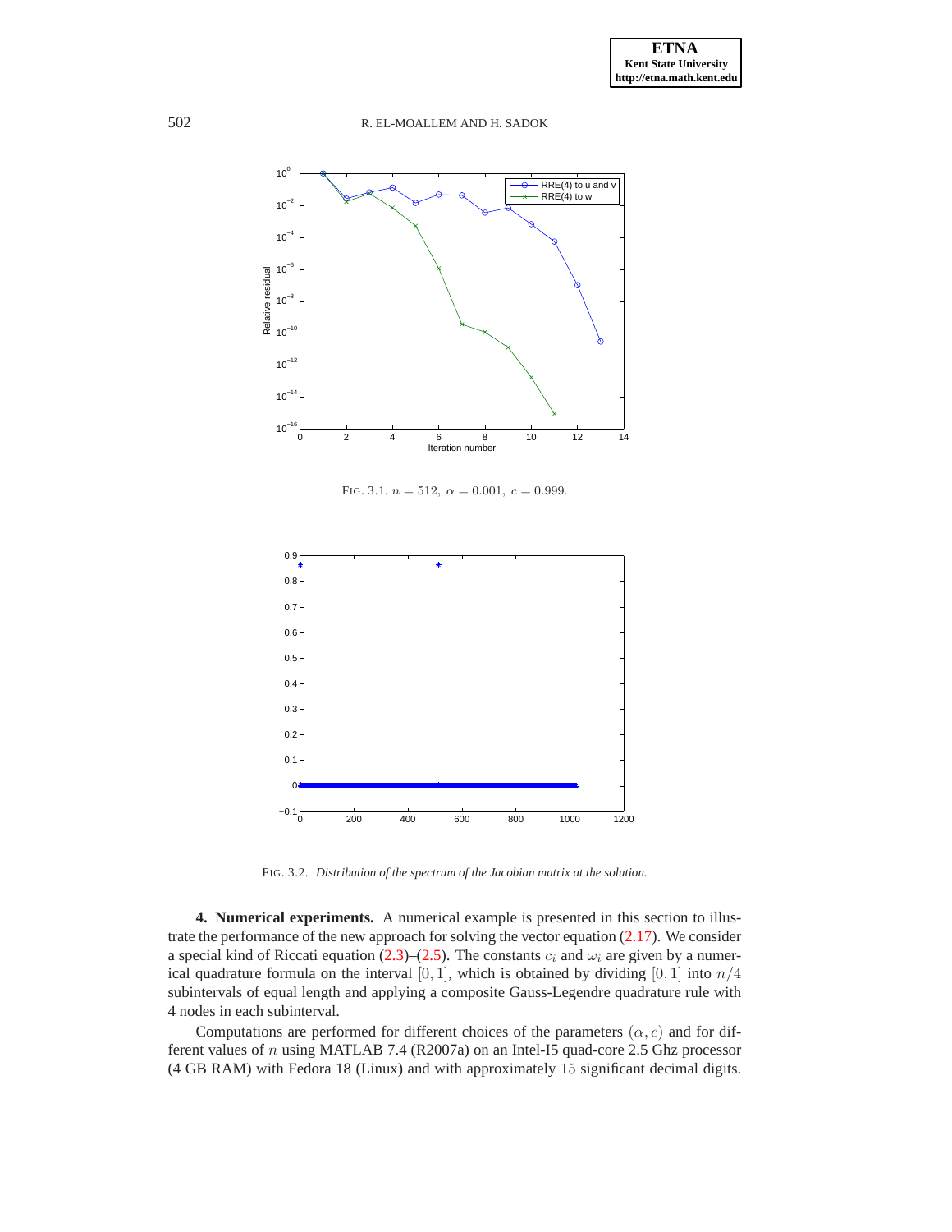FIG. 3.1. $n = 512,\ \alpha = 0.001,\ c = 0.999.$

FIG. 3.2. *Distribution of the spectrum of the Jacobian matrix at the solution.*

**4. Numerical experiments.** A numerical example is presented in this section to illustrate the performance of the new approach for solving the vector equation (2.17). We consider a special kind of Riccati equation (2.3)–(2.5). The constants $c_i$ and $\omega_i$ are given by a numerical quadrature formula on the interval $[0, 1]$, which is obtained by dividing $[0, 1]$ into $n/4$ subintervals of equal length and applying a composite Gauss-Legendre quadrature rule with 4 nodes in each subinterval.

Computations are performed for different choices of the parameters $(\alpha, c)$ and for different values of $n$ using MATLAB 7.4 (R2007a) on an Intel-I5 quad-core 2.5 Ghz processor (4 GB RAM) with Fedora 18 (Linux) and with approximately 15 significant decimal digits.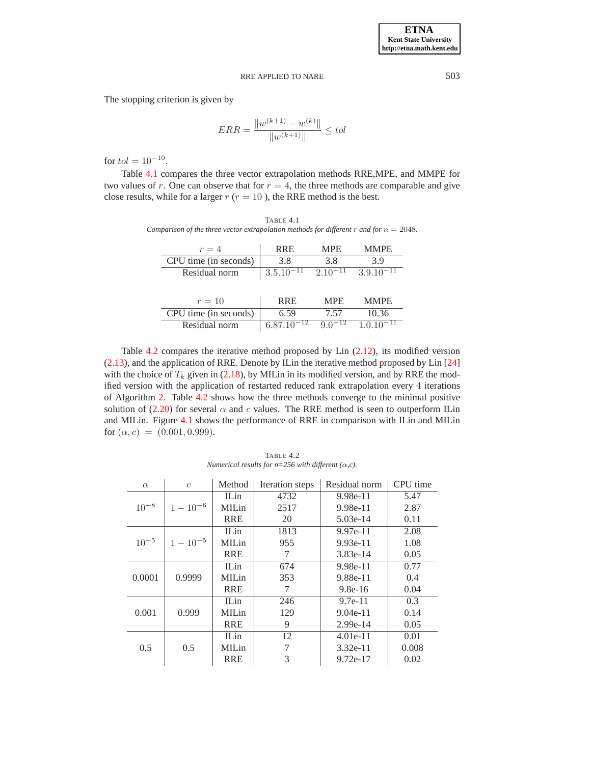The stopping criterion is given by

$$ERR = \frac{\|w^{(k+1)} - w^{(k)}\|}{\|w^{(k+1)}\|} \leq tol$$

for $tol = 10^{-10}$.

Table 4.1 compares the three vector extrapolation methods RRE,MPE, and MMPE for two values of $r$. One can observe that for $r = 4$, the three methods are comparable and give close results, while for a larger $r$ ($r = 10$ ), the RRE method is the best.

TABLE 4.1
*Comparison of the three vector extrapolation methods for different $r$ and for $n = 2048$.*

| $r = 4$ | RRE | MPE | MMPE |
|---|---|---|---|
| CPU time (in seconds) | 3.8 | 3.8 | 3.9 |
| Residual norm | $3.5.10^{-11}$ | $2.10^{-11}$ | $3.9.10^{-11}$ |

| $r = 10$ | RRE | MPE | MMPE |
|---|---|---|---|
| CPU time (in seconds) | 6.59 | 7.57 | 10.36 |
| Residual norm | $6.87.10^{-12}$ | $9.0^{-12}$ | $1.0.10^{-11}$ |

Table 4.2 compares the iterative method proposed by Lin (2.12), its modified version (2.13), and the application of RRE. Denote by ILin the iterative method proposed by Lin [24] with the choice of $T_k$ given in (2.18), by MILin in its modified version, and by RRE the modified version with the application of restarted reduced rank extrapolation every 4 iterations of Algorithm 2. Table 4.2 shows how the three methods converge to the minimal positive solution of (2.20) for several $\alpha$ and $c$ values. The RRE method is seen to outperform ILin and MILin. Figure 4.1 shows the performance of RRE in comparison with ILin and MILin for $(\alpha, c) = (0.001, 0.999)$.

TABLE 4.2
*Numerical results for n=256 with different ($\alpha$,c).*

| $\alpha$ | $c$ | Method | Iteration steps | Residual norm | CPU time |
|---|---|---|---|---|---|
| $10^{-8}$ | $1 - 10^{-6}$ | ILin | 4732 | 9.98e-11 | 5.47 |
| | | MILin | 2517 | 9.98e-11 | 2.87 |
| | | RRE | 20 | 5.03e-14 | 0.11 |
| $10^{-5}$ | $1 - 10^{-5}$ | ILin | 1813 | 9.97e-11 | 2.08 |
| | | MILin | 955 | 9.93e-11 | 1.08 |
| | | RRE | 7 | 3.83e-14 | 0.05 |
| 0.0001 | 0.9999 | ILin | 674 | 9.98e-11 | 0.77 |
| | | MILin | 353 | 9.88e-11 | 0.4 |
| | | RRE | 7 | 9.8e-16 | 0.04 |
| 0.001 | 0.999 | ILin | 246 | 9.7e-11 | 0.3 |
| | | MILin | 129 | 9.04e-11 | 0.14 |
| | | RRE | 9 | 2.99e-14 | 0.05 |
| 0.5 | 0.5 | ILin | 12 | 4.01e-11 | 0.01 |
| | | MILin | 7 | 3.32e-11 | 0.008 |
| | | RRE | 3 | 9.72e-17 | 0.02 |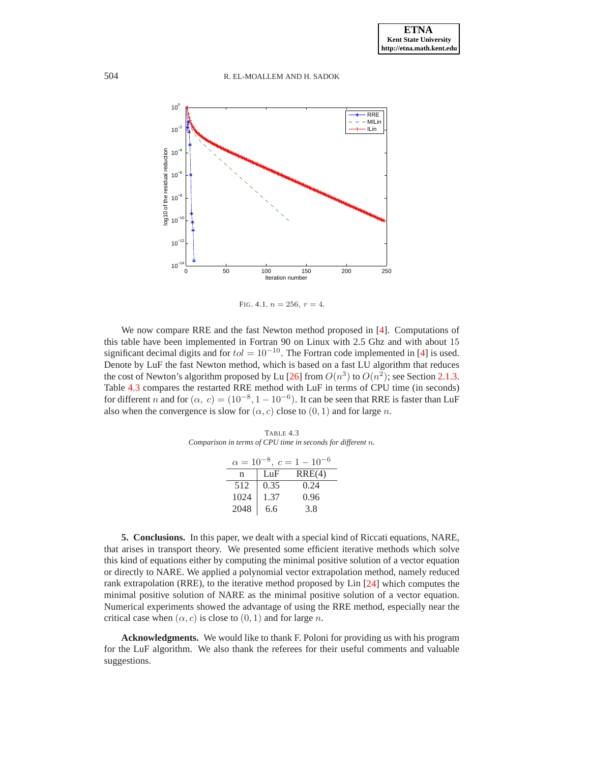FIG. 4.1. $n = 256,\ r = 4$.

We now compare RRE and the fast Newton method proposed in [4]. Computations of this table have been implemented in Fortran 90 on Linux with 2.5 Ghz and with about 15 significant decimal digits and for $tol = 10^{-10}$. The Fortran code implemented in [4] is used. Denote by LuF the fast Newton method, which is based on a fast LU algorithm that reduces the cost of Newton's algorithm proposed by Lu [26] from $O(n^3)$ to $O(n^2)$; see Section 2.1.3. Table 4.3 compares the restarted RRE method with LuF in terms of CPU time (in seconds) for different $n$ and for $(\alpha,\ c) = (10^{-8}, 1 - 10^{-6})$. It can be seen that RRE is faster than LuF also when the convergence is slow for $(\alpha, c)$ close to $(0, 1)$ and for large $n$.

TABLE 4.3
*Comparison in terms of CPU time in seconds for different $n$.*

| $\alpha = 10^{-8},\ c = 1 - 10^{-6}$ | | |
|---|---|---|
| n | LuF | RRE(4) |
| 512 | 0.35 | 0.24 |
| 1024 | 1.37 | 0.96 |
| 2048 | 6.6 | 3.8 |

**5. Conclusions.** In this paper, we dealt with a special kind of Riccati equations, NARE, that arises in transport theory. We presented some efficient iterative methods which solve this kind of equations either by computing the minimal positive solution of a vector equation or directly to NARE. We applied a polynomial vector extrapolation method, namely reduced rank extrapolation (RRE), to the iterative method proposed by Lin [24] which computes the minimal positive solution of NARE as the minimal positive solution of a vector equation. Numerical experiments showed the advantage of using the RRE method, especially near the critical case when $(\alpha, c)$ is close to $(0, 1)$ and for large $n$.

**Acknowledgments.** We would like to thank F. Poloni for providing us with his program for the LuF algorithm. We also thank the referees for their useful comments and valuable suggestions.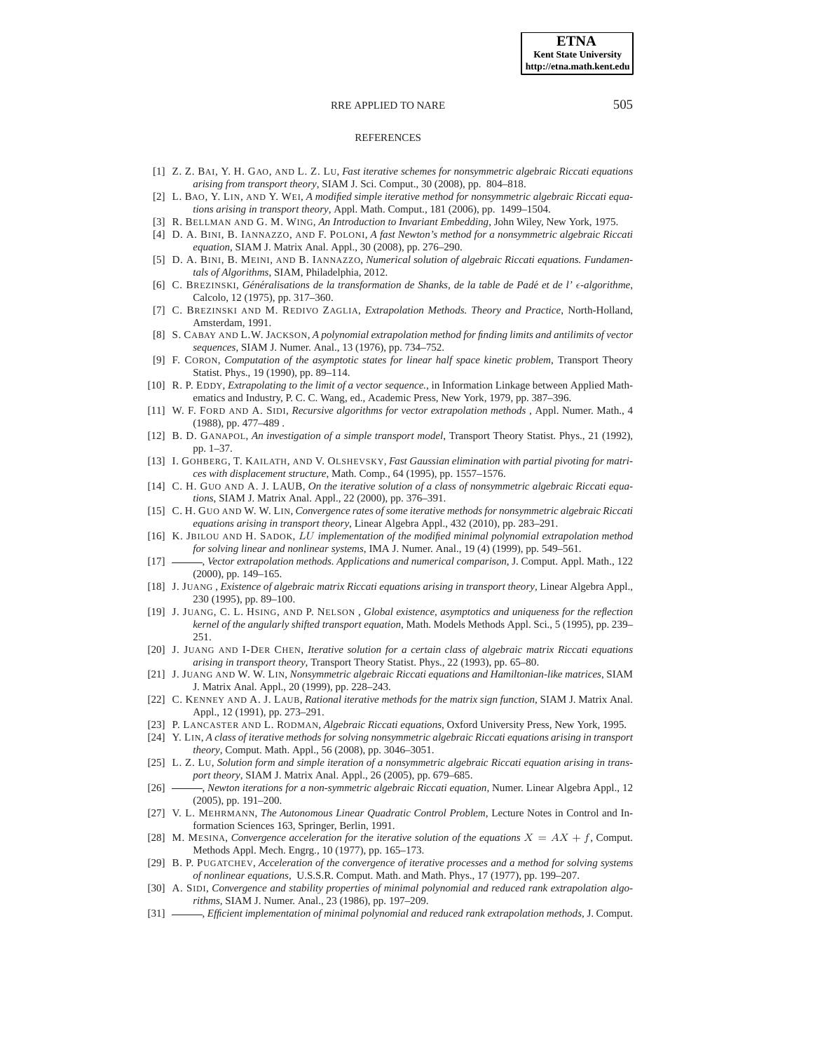## REFERENCES

[1] Z. Z. Bai, Y. H. Gao, and L. Z. Lu, *Fast iterative schemes for nonsymmetric algebraic Riccati equations arising from transport theory*, SIAM J. Sci. Comput., 30 (2008), pp. 804–818.

[2] L. Bao, Y. Lin, and Y. Wei, *A modified simple iterative method for nonsymmetric algebraic Riccati equations arising in transport theory*, Appl. Math. Comput., 181 (2006), pp. 1499–1504.

[3] R. Bellman and G. M. Wing, *An Introduction to Invariant Embedding*, John Wiley, New York, 1975.

[4] D. A. Bini, B. Iannazzo, and F. Poloni, *A fast Newton's method for a nonsymmetric algebraic Riccati equation*, SIAM J. Matrix Anal. Appl., 30 (2008), pp. 276–290.

[5] D. A. Bini, B. Meini, and B. Iannazzo, *Numerical solution of algebraic Riccati equations. Fundamentals of Algorithms*, SIAM, Philadelphia, 2012.

[6] C. Brezinski, *Généralisations de la transformation de Shanks, de la table de Padé et de l' $\epsilon$-algorithme*, Calcolo, 12 (1975), pp. 317–360.

[7] C. Brezinski and M. Redivo Zaglia, *Extrapolation Methods. Theory and Practice*, North-Holland, Amsterdam, 1991.

[8] S. Cabay and L.W. Jackson, *A polynomial extrapolation method for finding limits and antilimits of vector sequences*, SIAM J. Numer. Anal., 13 (1976), pp. 734–752.

[9] F. Coron, *Computation of the asymptotic states for linear half space kinetic problem*, Transport Theory Statist. Phys., 19 (1990), pp. 89–114.

[10] R. P. Eddy, *Extrapolating to the limit of a vector sequence.*, in Information Linkage between Applied Mathematics and Industry, P. C. C. Wang, ed., Academic Press, New York, 1979, pp. 387–396.

[11] W. F. Ford and A. Sidi, *Recursive algorithms for vector extrapolation methods* , Appl. Numer. Math., 4 (1988), pp. 477–489 .

[12] B. D. Ganapol, *An investigation of a simple transport model*, Transport Theory Statist. Phys., 21 (1992), pp. 1–37.

[13] I. Gohberg, T. Kailath, and V. Olshevsky, *Fast Gaussian elimination with partial pivoting for matrices with displacement structure*, Math. Comp., 64 (1995), pp. 1557–1576.

[14] C. H. Guo and A. J. Laub, *On the iterative solution of a class of nonsymmetric algebraic Riccati equations*, SIAM J. Matrix Anal. Appl., 22 (2000), pp. 376–391.

[15] C. H. Guo and W. W. Lin, *Convergence rates of some iterative methods for nonsymmetric algebraic Riccati equations arising in transport theory*, Linear Algebra Appl., 432 (2010), pp. 283–291.

[16] K. Jbilou and H. Sadok, *$LU$ implementation of the modified minimal polynomial extrapolation method for solving linear and nonlinear systems*, IMA J. Numer. Anal., 19 (4) (1999), pp. 549–561.

[17] ———, *Vector extrapolation methods. Applications and numerical comparison*, J. Comput. Appl. Math., 122 (2000), pp. 149–165.

[18] J. Juang , *Existence of algebraic matrix Riccati equations arising in transport theory*, Linear Algebra Appl., 230 (1995), pp. 89–100.

[19] J. Juang, C. L. Hsing, and P. Nelson , *Global existence, asymptotics and uniqueness for the reflection kernel of the angularly shifted transport equation*, Math. Models Methods Appl. Sci., 5 (1995), pp. 239–251.

[20] J. Juang and I-Der Chen, *Iterative solution for a certain class of algebraic matrix Riccati equations arising in transport theory*, Transport Theory Statist. Phys., 22 (1993), pp. 65–80.

[21] J. Juang and W. W. Lin, *Nonsymmetric algebraic Riccati equations and Hamiltonian-like matrices*, SIAM J. Matrix Anal. Appl., 20 (1999), pp. 228–243.

[22] C. Kenney and A. J. Laub, *Rational iterative methods for the matrix sign function*, SIAM J. Matrix Anal. Appl., 12 (1991), pp. 273–291.

[23] P. Lancaster and L. Rodman, *Algebraic Riccati equations*, Oxford University Press, New York, 1995.

[24] Y. Lin, *A class of iterative methods for solving nonsymmetric algebraic Riccati equations arising in transport theory*, Comput. Math. Appl., 56 (2008), pp. 3046–3051.

[25] L. Z. Lu, *Solution form and simple iteration of a nonsymmetric algebraic Riccati equation arising in transport theory*, SIAM J. Matrix Anal. Appl., 26 (2005), pp. 679–685.

[26] ———, *Newton iterations for a non-symmetric algebraic Riccati equation*, Numer. Linear Algebra Appl., 12 (2005), pp. 191–200.

[27] V. L. Mehrmann, *The Autonomous Linear Quadratic Control Problem*, Lecture Notes in Control and Information Sciences 163, Springer, Berlin, 1991.

[28] M. Mesina, *Convergence acceleration for the iterative solution of the equations $X = AX + f$*, Comput. Methods Appl. Mech. Engrg., 10 (1977), pp. 165–173.

[29] B. P. Pugatchev, *Acceleration of the convergence of iterative processes and a method for solving systems of nonlinear equations*, U.S.S.R. Comput. Math. and Math. Phys., 17 (1977), pp. 199–207.

[30] A. Sidi, *Convergence and stability properties of minimal polynomial and reduced rank extrapolation algorithms*, SIAM J. Numer. Anal., 23 (1986), pp. 197–209.

[31] ———, *Efficient implementation of minimal polynomial and reduced rank extrapolation methods*, J. Comput.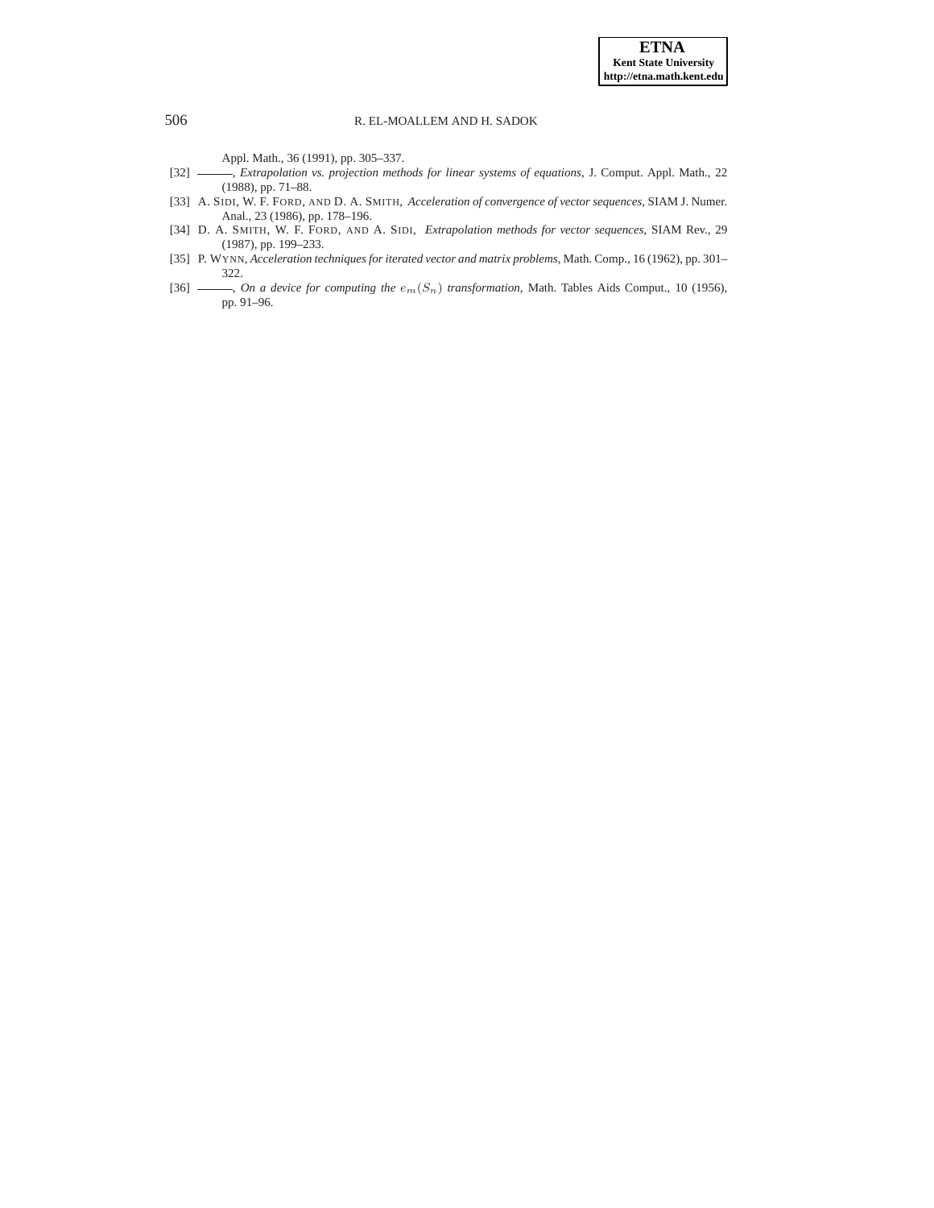Appl. Math., 36 (1991), pp. 305–337.

[32] ———, *Extrapolation vs. projection methods for linear systems of equations*, J. Comput. Appl. Math., 22 (1988), pp. 71–88.

[33] A. SIDI, W. F. FORD, AND D. A. SMITH, *Acceleration of convergence of vector sequences*, SIAM J. Numer. Anal., 23 (1986), pp. 178–196.

[34] D. A. SMITH, W. F. FORD, AND A. SIDI, *Extrapolation methods for vector sequences*, SIAM Rev., 29 (1987), pp. 199–233.

[35] P. WYNN, *Acceleration techniques for iterated vector and matrix problems*, Math. Comp., 16 (1962), pp. 301–322.

[36] ———, *On a device for computing the $e_m(S_n)$ transformation*, Math. Tables Aids Comput., 10 (1956), pp. 91–96.